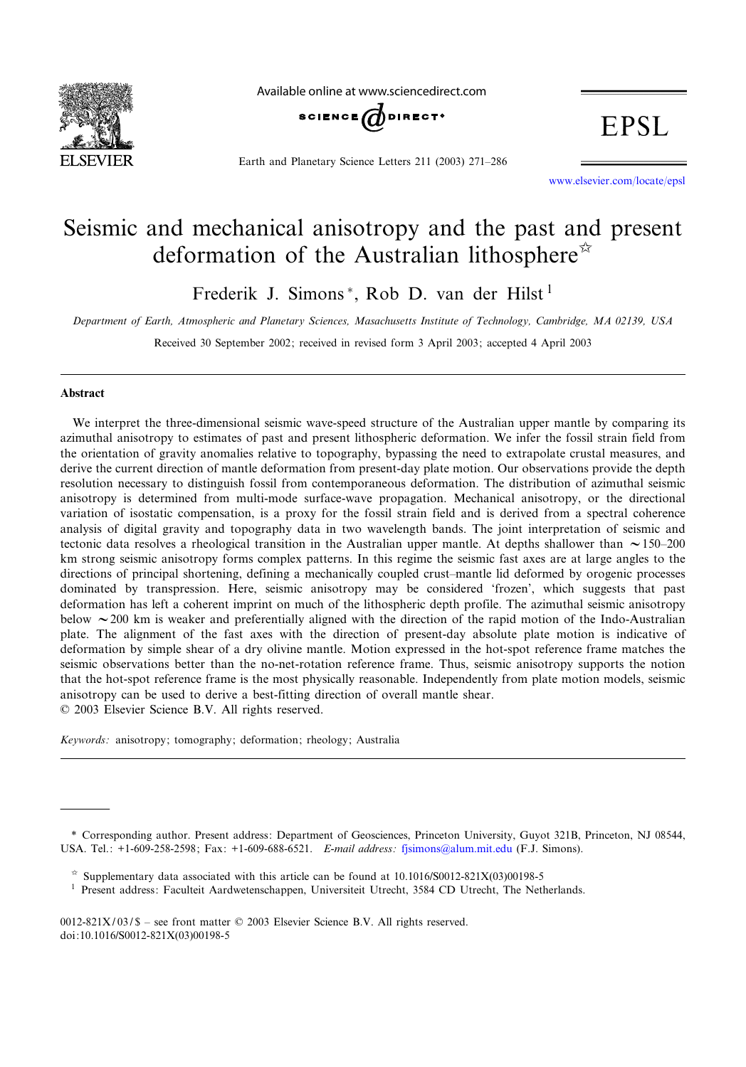# Seismic and mechanical anisotropy and the past and present deformation of the Australian lithosphere[☆]

Frederik J. Simons *, Rob D. van der Hilst [1]

*Department of Earth, Atmospheric and Planetary Sciences, Massachusetts Institute of Technology, Cambridge, MA 02139, USA*

Received 30 September 2002; received in revised form 3 April 2003; accepted 4 April 2003

---

## Abstract

We interpret the three-dimensional seismic wave-speed structure of the Australian upper mantle by comparing its azimuthal anisotropy to estimates of past and present lithospheric deformation. We infer the fossil strain field from the orientation of gravity anomalies relative to topography, bypassing the need to extrapolate crustal measures, and derive the current direction of mantle deformation from present-day plate motion. Our observations provide the depth resolution necessary to distinguish fossil from contemporaneous deformation. The distribution of azimuthal seismic anisotropy is determined from multi-mode surface-wave propagation. Mechanical anisotropy, or the directional variation of isostatic compensation, is a proxy for the fossil strain field and is derived from a spectral coherence analysis of digital gravity and topography data in two wavelength bands. The joint interpretation of seismic and tectonic data resolves a rheological transition in the Australian upper mantle. At depths shallower than ~150–200 km strong seismic anisotropy forms complex patterns. In this regime the seismic fast axes are at large angles to the directions of principal shortening, defining a mechanically coupled crust–mantle lid deformed by orogenic processes dominated by transpression. Here, seismic anisotropy may be considered 'frozen', which suggests that past deformation has left a coherent imprint on much of the lithospheric depth profile. The azimuthal seismic anisotropy below ~200 km is weaker and preferentially aligned with the direction of the rapid motion of the Indo-Australian plate. The alignment of the fast axes with the direction of present-day absolute plate motion is indicative of deformation by simple shear of a dry olivine mantle. Motion expressed in the hot-spot reference frame matches the seismic observations better than the no-net-rotation reference frame. Thus, seismic anisotropy supports the notion that the hot-spot reference frame is the most physically reasonable. Independently from plate motion models, seismic anisotropy can be used to derive a best-fitting direction of overall mantle shear.

© 2003 Elsevier Science B.V. All rights reserved.

*Keywords:* anisotropy; tomography; deformation; rheology; Australia

---

\* Corresponding author. Present address: Department of Geosciences, Princeton University, Guyot 321B, Princeton, NJ 08544, USA. Tel.: +1-609-258-2598; Fax: +1-609-688-6521. *E-mail address:* fjsimons@alum.mit.edu (F.J. Simons).

[☆] Supplementary data associated with this article can be found at 10.1016/S0012-821X(03)00198-5

[1] Present address: Faculteit Aardwetenschappen, Universiteit Utrecht, 3584 CD Utrecht, The Netherlands.

0012-821X/03/$ – see front matter © 2003 Elsevier Science B.V. All rights reserved.
doi:10.1016/S0012-821X(03)00198-5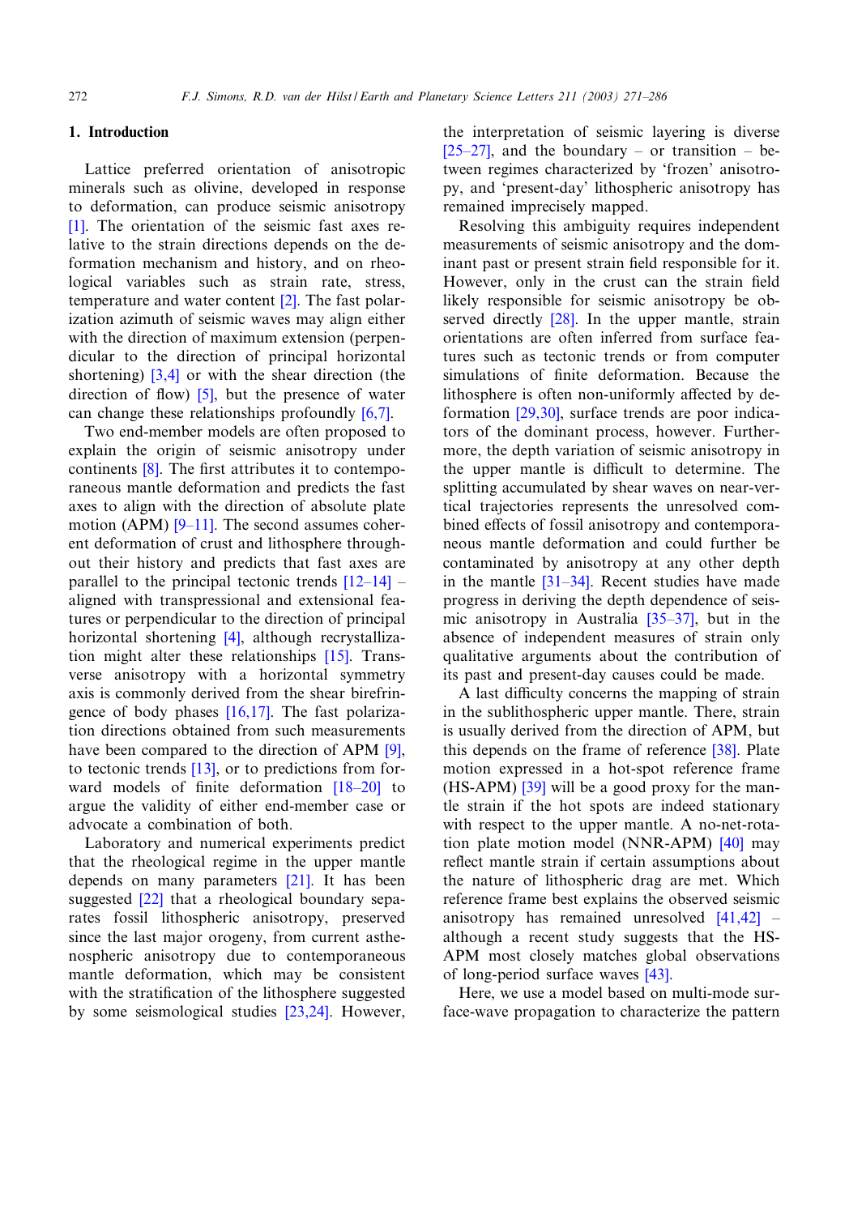## 1. Introduction

Lattice preferred orientation of anisotropic minerals such as olivine, developed in response to deformation, can produce seismic anisotropy [1]. The orientation of the seismic fast axes relative to the strain directions depends on the deformation mechanism and history, and on rheological variables such as strain rate, stress, temperature and water content [2]. The fast polarization azimuth of seismic waves may align either with the direction of maximum extension (perpendicular to the direction of principal horizontal shortening) [3,4] or with the shear direction (the direction of flow) [5], but the presence of water can change these relationships profoundly [6,7].

Two end-member models are often proposed to explain the origin of seismic anisotropy under continents [8]. The first attributes it to contemporaneous mantle deformation and predicts the fast axes to align with the direction of absolute plate motion (APM) [9–11]. The second assumes coherent deformation of crust and lithosphere throughout their history and predicts that fast axes are parallel to the principal tectonic trends [12–14] – aligned with transpressional and extensional features or perpendicular to the direction of principal horizontal shortening [4], although recrystallization might alter these relationships [15]. Transverse anisotropy with a horizontal symmetry axis is commonly derived from the shear birefringence of body phases [16,17]. The fast polarization directions obtained from such measurements have been compared to the direction of APM [9], to tectonic trends [13], or to predictions from forward models of finite deformation [18–20] to argue the validity of either end-member case or advocate a combination of both.

Laboratory and numerical experiments predict that the rheological regime in the upper mantle depends on many parameters [21]. It has been suggested [22] that a rheological boundary separates fossil lithospheric anisotropy, preserved since the last major orogeny, from current asthenospheric anisotropy due to contemporaneous mantle deformation, which may be consistent with the stratification of the lithosphere suggested by some seismological studies [23,24]. However, the interpretation of seismic layering is diverse [25–27], and the boundary – or transition – between regimes characterized by 'frozen' anisotropy, and 'present-day' lithospheric anisotropy has remained imprecisely mapped.

Resolving this ambiguity requires independent measurements of seismic anisotropy and the dominant past or present strain field responsible for it. However, only in the crust can the strain field likely responsible for seismic anisotropy be observed directly [28]. In the upper mantle, strain orientations are often inferred from surface features such as tectonic trends or from computer simulations of finite deformation. Because the lithosphere is often non-uniformly affected by deformation [29,30], surface trends are poor indicators of the dominant process, however. Furthermore, the depth variation of seismic anisotropy in the upper mantle is difficult to determine. The splitting accumulated by shear waves on near-vertical trajectories represents the unresolved combined effects of fossil anisotropy and contemporaneous mantle deformation and could further be contaminated by anisotropy at any other depth in the mantle [31–34]. Recent studies have made progress in deriving the depth dependence of seismic anisotropy in Australia [35–37], but in the absence of independent measures of strain only qualitative arguments about the contribution of its past and present-day causes could be made.

A last difficulty concerns the mapping of strain in the sublithospheric upper mantle. There, strain is usually derived from the direction of APM, but this depends on the frame of reference [38]. Plate motion expressed in a hot-spot reference frame (HS-APM) [39] will be a good proxy for the mantle strain if the hot spots are indeed stationary with respect to the upper mantle. A no-net-rotation plate motion model (NNR-APM) [40] may reflect mantle strain if certain assumptions about the nature of lithospheric drag are met. Which reference frame best explains the observed seismic anisotropy has remained unresolved [41,42] – although a recent study suggests that the HS-APM most closely matches global observations of long-period surface waves [43].

Here, we use a model based on multi-mode surface-wave propagation to characterize the pattern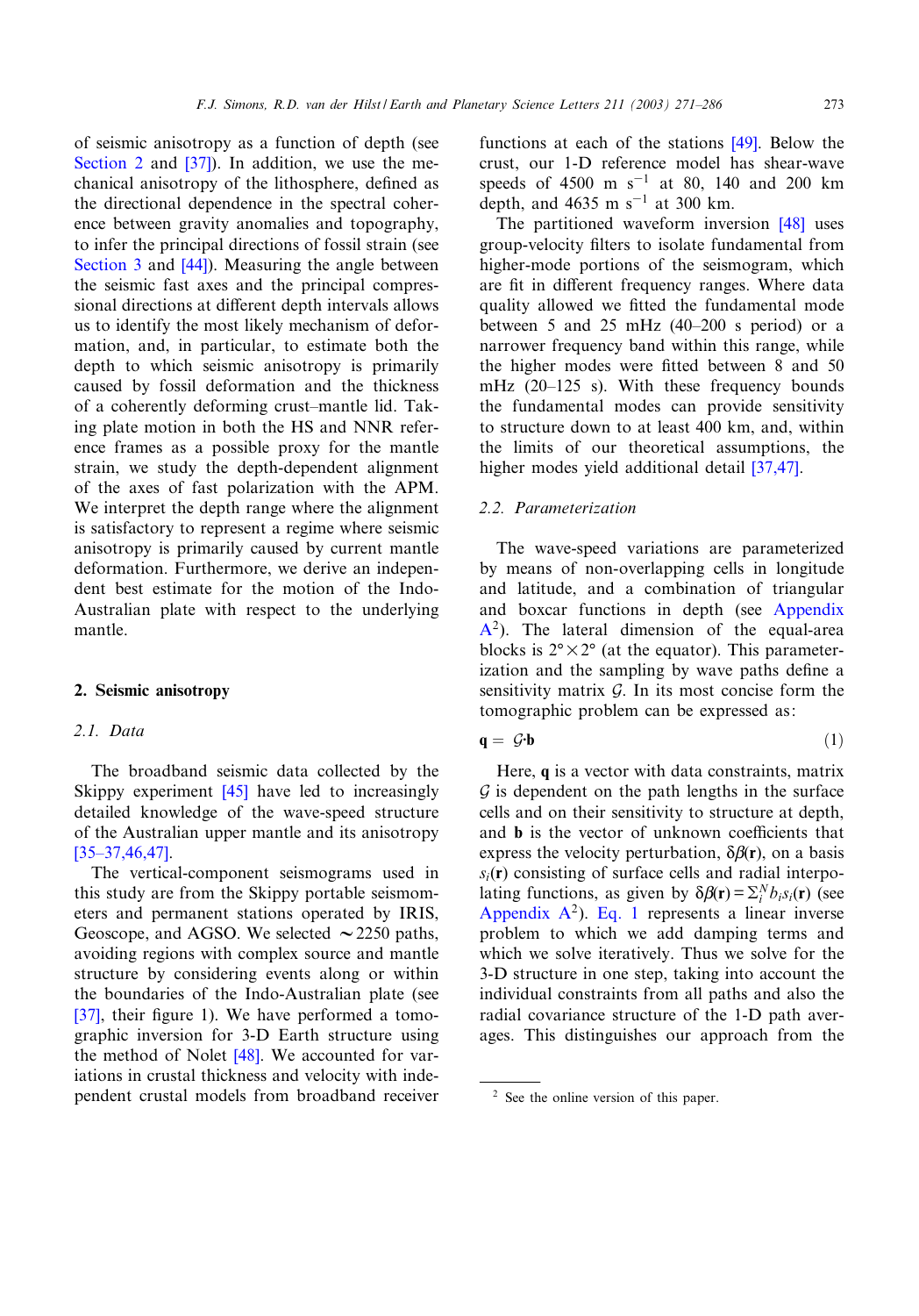of seismic anisotropy as a function of depth (see Section 2 and [37]). In addition, we use the mechanical anisotropy of the lithosphere, defined as the directional dependence in the spectral coherence between gravity anomalies and topography, to infer the principal directions of fossil strain (see Section 3 and [44]). Measuring the angle between the seismic fast axes and the principal compressional directions at different depth intervals allows us to identify the most likely mechanism of deformation, and, in particular, to estimate both the depth to which seismic anisotropy is primarily caused by fossil deformation and the thickness of a coherently deforming crust–mantle lid. Taking plate motion in both the HS and NNR reference frames as a possible proxy for the mantle strain, we study the depth-dependent alignment of the axes of fast polarization with the APM. We interpret the depth range where the alignment is satisfactory to represent a regime where seismic anisotropy is primarily caused by current mantle deformation. Furthermore, we derive an independent best estimate for the motion of the Indo-Australian plate with respect to the underlying mantle.

## 2. Seismic anisotropy

### 2.1. Data

The broadband seismic data collected by the Skippy experiment [45] have led to increasingly detailed knowledge of the wave-speed structure of the Australian upper mantle and its anisotropy [35–37,46,47].

The vertical-component seismograms used in this study are from the Skippy portable seismometers and permanent stations operated by IRIS, Geoscope, and AGSO. We selected $\sim$2250 paths, avoiding regions with complex source and mantle structure by considering events along or within the boundaries of the Indo-Australian plate (see [37], their figure 1). We have performed a tomographic inversion for 3-D Earth structure using the method of Nolet [48]. We accounted for variations in crustal thickness and velocity with independent crustal models from broadband receiver functions at each of the stations [49]. Below the crust, our 1-D reference model has shear-wave speeds of 4500 m $\mathrm{s}^{-1}$ at 80, 140 and 200 km depth, and 4635 m $\mathrm{s}^{-1}$ at 300 km.

The partitioned waveform inversion [48] uses group-velocity filters to isolate fundamental from higher-mode portions of the seismogram, which are fit in different frequency ranges. Where data quality allowed we fitted the fundamental mode between 5 and 25 mHz (40–200 s period) or a narrower frequency band within this range, while the higher modes were fitted between 8 and 50 mHz (20–125 s). With these frequency bounds the fundamental modes can provide sensitivity to structure down to at least 400 km, and, within the limits of our theoretical assumptions, the higher modes yield additional detail [37,47].

### 2.2. Parameterization

The wave-speed variations are parameterized by means of non-overlapping cells in longitude and latitude, and a combination of triangular and boxcar functions in depth (see Appendix A[2]). The lateral dimension of the equal-area blocks is $2° \times 2°$ (at the equator). This parameterization and the sampling by wave paths define a sensitivity matrix $\mathcal{G}$. In its most concise form the tomographic problem can be expressed as:

$$\mathbf{q} = \mathcal{G} \cdot \mathbf{b} \tag{1}$$

Here, $\mathbf{q}$ is a vector with data constraints, matrix $\mathcal{G}$ is dependent on the path lengths in the surface cells and on their sensitivity to structure at depth, and $\mathbf{b}$ is the vector of unknown coefficients that express the velocity perturbation, $\delta\beta(\mathbf{r})$, on a basis $s_i(\mathbf{r})$ consisting of surface cells and radial interpolating functions, as given by $\delta\beta(\mathbf{r}) = \Sigma_i^N b_i s_i(\mathbf{r})$ (see Appendix A[2]). Eq. 1 represents a linear inverse problem to which we add damping terms and which we solve iteratively. Thus we solve for the 3-D structure in one step, taking into account the individual constraints from all paths and also the radial covariance structure of the 1-D path averages. This distinguishes our approach from the

[2] See the online version of this paper.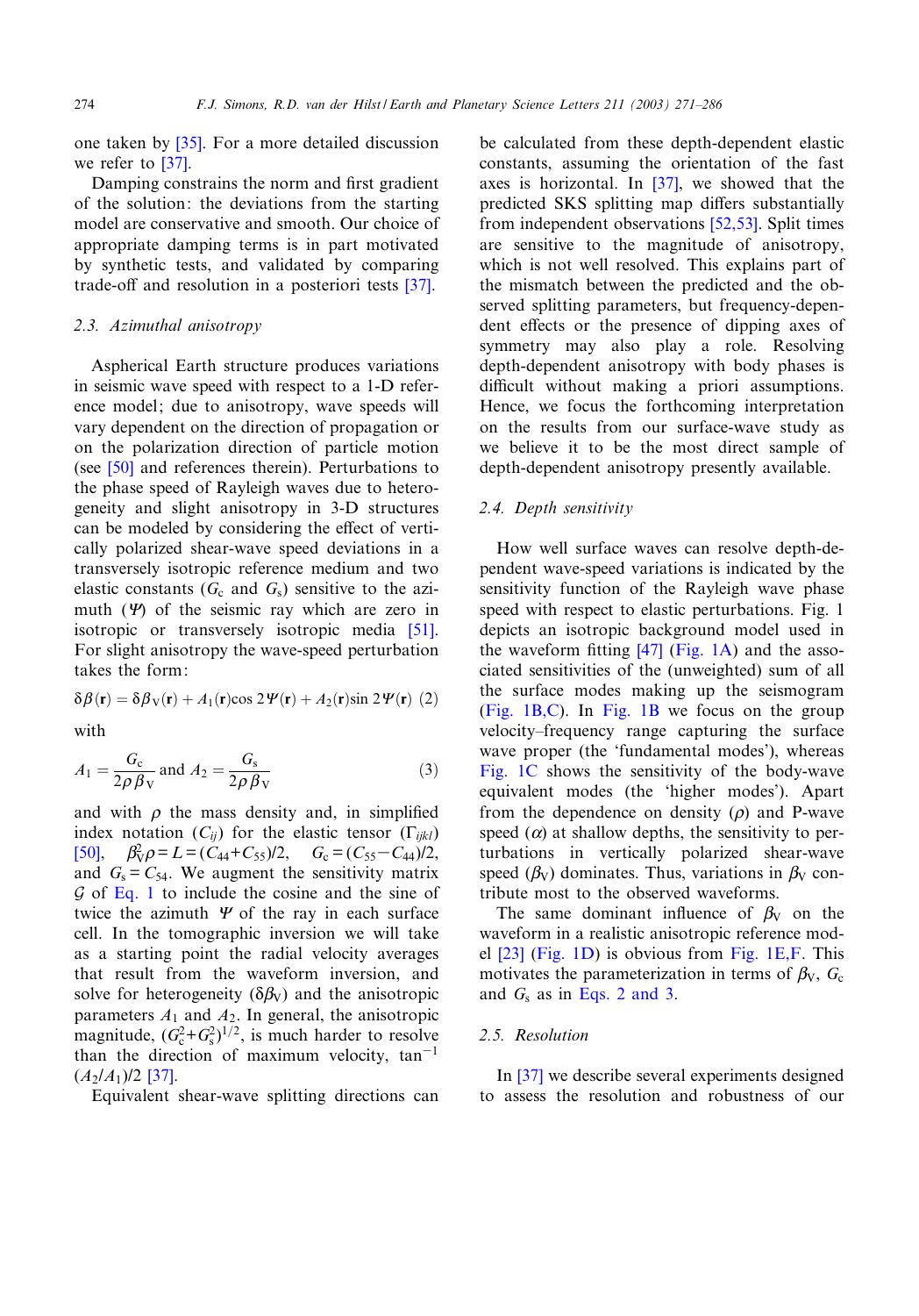one taken by [35]. For a more detailed discussion we refer to [37].

Damping constrains the norm and first gradient of the solution: the deviations from the starting model are conservative and smooth. Our choice of appropriate damping terms is in part motivated by synthetic tests, and validated by comparing trade-off and resolution in a posteriori tests [37].

### 2.3. Azimuthal anisotropy

Aspherical Earth structure produces variations in seismic wave speed with respect to a 1-D reference model; due to anisotropy, wave speeds will vary dependent on the direction of propagation or on the polarization direction of particle motion (see [50] and references therein). Perturbations to the phase speed of Rayleigh waves due to heterogeneity and slight anisotropy in 3-D structures can be modeled by considering the effect of vertically polarized shear-wave speed deviations in a transversely isotropic reference medium and two elastic constants ($G_c$ and $G_s$) sensitive to the azimuth ($\Psi$) of the seismic ray which are zero in isotropic or transversely isotropic media [51]. For slight anisotropy the wave-speed perturbation takes the form:

$$\delta\beta(\mathbf{r}) = \delta\beta_V(\mathbf{r}) + A_1(\mathbf{r})\cos 2\Psi(\mathbf{r}) + A_2(\mathbf{r})\sin 2\Psi(\mathbf{r}) \quad (2)$$

with

$$A_1 = \frac{G_c}{2\rho\beta_V} \text{ and } A_2 = \frac{G_s}{2\rho\beta_V} \quad (3)$$

and with $\rho$ the mass density and, in simplified index notation ($C_{ij}$) for the elastic tensor ($\Gamma_{ijkl}$) [50], $\beta_V^2\rho = L = (C_{44}+C_{55})/2$, $G_c = (C_{55}-C_{44})/2$, and $G_s = C_{54}$. We augment the sensitivity matrix $\mathcal{G}$ of Eq. 1 to include the cosine and the sine of twice the azimuth $\Psi$ of the ray in each surface cell. In the tomographic inversion we will take as a starting point the radial velocity averages that result from the waveform inversion, and solve for heterogeneity ($\delta\beta_V$) and the anisotropic parameters $A_1$ and $A_2$. In general, the anisotropic magnitude, $(G_c^2+G_s^2)^{1/2}$, is much harder to resolve than the direction of maximum velocity, $\tan^{-1}(A_2/A_1)/2$ [37].

Equivalent shear-wave splitting directions can be calculated from these depth-dependent elastic constants, assuming the orientation of the fast axes is horizontal. In [37], we showed that the predicted SKS splitting map differs substantially from independent observations [52,53]. Split times are sensitive to the magnitude of anisotropy, which is not well resolved. This explains part of the mismatch between the predicted and the observed splitting parameters, but frequency-dependent effects or the presence of dipping axes of symmetry may also play a role. Resolving depth-dependent anisotropy with body phases is difficult without making a priori assumptions. Hence, we focus the forthcoming interpretation on the results from our surface-wave study as we believe it to be the most direct sample of depth-dependent anisotropy presently available.

### 2.4. Depth sensitivity

How well surface waves can resolve depth-dependent wave-speed variations is indicated by the sensitivity function of the Rayleigh wave phase speed with respect to elastic perturbations. Fig. 1 depicts an isotropic background model used in the waveform fitting [47] (Fig. 1A) and the associated sensitivities of the (unweighted) sum of all the surface modes making up the seismogram (Fig. 1B,C). In Fig. 1B we focus on the group velocity–frequency range capturing the surface wave proper (the 'fundamental modes'), whereas Fig. 1C shows the sensitivity of the body-wave equivalent modes (the 'higher modes'). Apart from the dependence on density ($\rho$) and P-wave speed ($\alpha$) at shallow depths, the sensitivity to perturbations in vertically polarized shear-wave speed ($\beta_V$) dominates. Thus, variations in $\beta_V$ contribute most to the observed waveforms.

The same dominant influence of $\beta_V$ on the waveform in a realistic anisotropic reference model [23] (Fig. 1D) is obvious from Fig. 1E,F. This motivates the parameterization in terms of $\beta_V$, $G_c$ and $G_s$ as in Eqs. 2 and 3.

### 2.5. Resolution

In [37] we describe several experiments designed to assess the resolution and robustness of our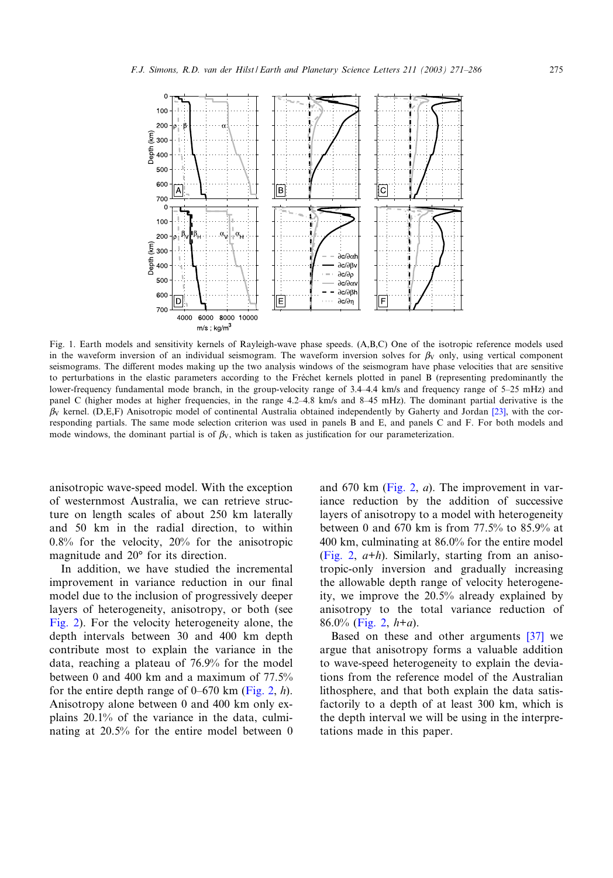Fig. 1. Earth models and sensitivity kernels of Rayleigh-wave phase speeds. (A,B,C) One of the isotropic reference models used in the waveform inversion of an individual seismogram. The waveform inversion solves for $\beta_V$ only, using vertical component seismograms. The different modes making up the two analysis windows of the seismogram have phase velocities that are sensitive to perturbations in the elastic parameters according to the Fréchet kernels plotted in panel B (representing predominantly the lower-frequency fundamental mode branch, in the group-velocity range of 3.4–4.4 km/s and frequency range of 5–25 mHz) and panel C (higher modes at higher frequencies, in the range 4.2–4.8 km/s and 8–45 mHz). The dominant partial derivative is the $\beta_V$ kernel. (D,E,F) Anisotropic model of continental Australia obtained independently by Gaherty and Jordan [23], with the corresponding partials. The same mode selection criterion was used in panels B and E, and panels C and F. For both models and mode windows, the dominant partial is of $\beta_V$, which is taken as justification for our parameterization.

anisotropic wave-speed model. With the exception of westernmost Australia, we can retrieve structure on length scales of about 250 km laterally and 50 km in the radial direction, to within 0.8% for the velocity, 20% for the anisotropic magnitude and 20° for its direction.

In addition, we have studied the incremental improvement in variance reduction in our final model due to the inclusion of progressively deeper layers of heterogeneity, anisotropy, or both (see Fig. 2). For the velocity heterogeneity alone, the depth intervals between 30 and 400 km depth contribute most to explain the variance in the data, reaching a plateau of 76.9% for the model between 0 and 400 km and a maximum of 77.5% for the entire depth range of 0–670 km (Fig. 2, *h*). Anisotropy alone between 0 and 400 km only explains 20.1% of the variance in the data, culminating at 20.5% for the entire model between 0 and 670 km (Fig. 2, *a*). The improvement in variance reduction by the addition of successive layers of anisotropy to a model with heterogeneity between 0 and 670 km is from 77.5% to 85.9% at 400 km, culminating at 86.0% for the entire model (Fig. 2, *a*+*h*). Similarly, starting from an anisotropic-only inversion and gradually increasing the allowable depth range of velocity heterogeneity, we improve the 20.5% already explained by anisotropy to the total variance reduction of 86.0% (Fig. 2, *h*+*a*).

Based on these and other arguments [37] we argue that anisotropy forms a valuable addition to wave-speed heterogeneity to explain the deviations from the reference model of the Australian lithosphere, and that both explain the data satisfactorily to a depth of at least 300 km, which is the depth interval we will be using in the interpretations made in this paper.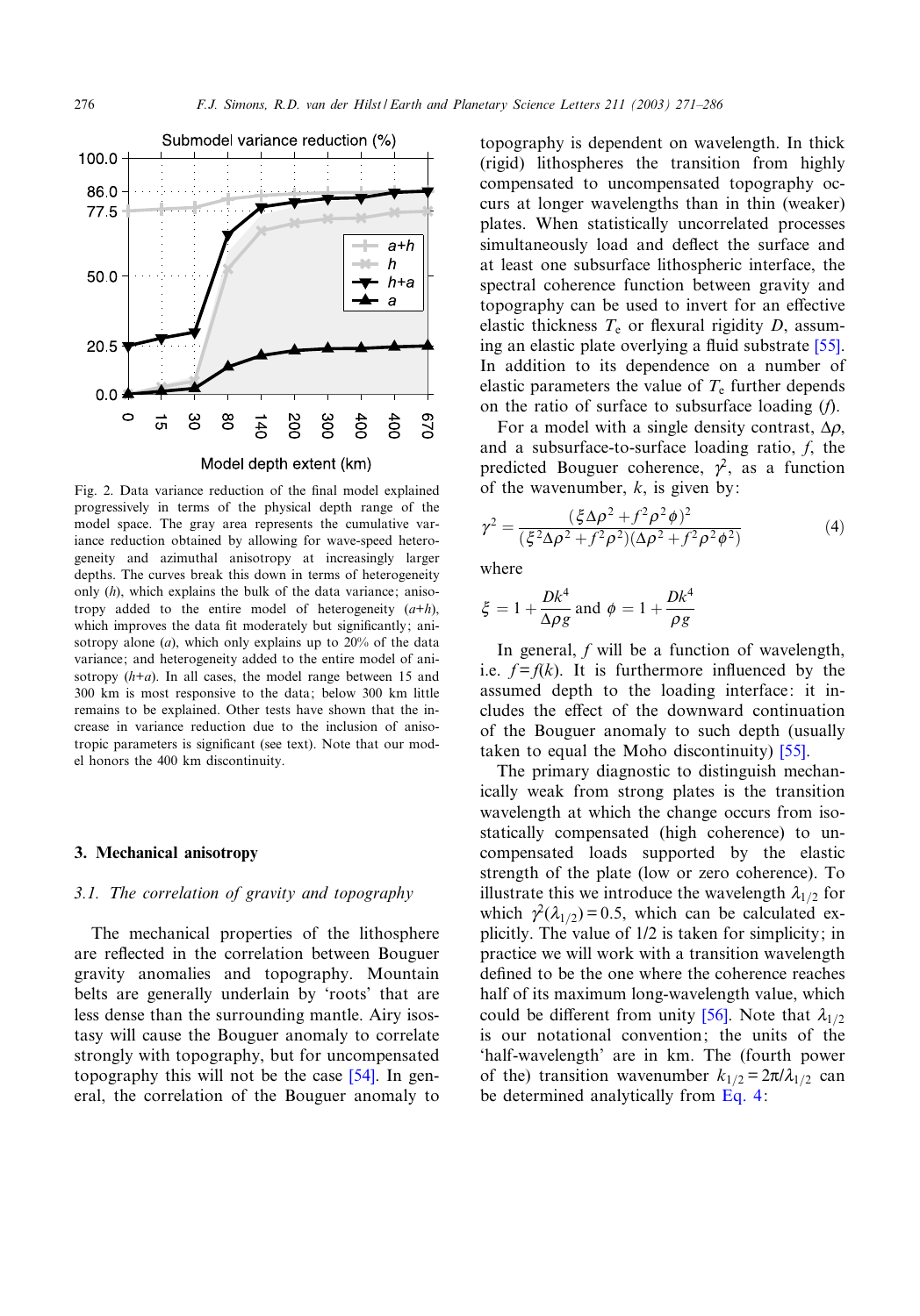Fig. 2. Data variance reduction of the final model explained progressively in terms of the physical depth range of the model space. The gray area represents the cumulative variance reduction obtained by allowing for wave-speed heterogeneity and azimuthal anisotropy at increasingly larger depths. The curves break this down in terms of heterogeneity only ($h$), which explains the bulk of the data variance; anisotropy added to the entire model of heterogeneity ($a$+$h$), which improves the data fit moderately but significantly; anisotropy alone ($a$), which only explains up to 20% of the data variance; and heterogeneity added to the entire model of anisotropy ($h$+$a$). In all cases, the model range between 15 and 300 km is most responsive to the data; below 300 km little remains to be explained. Other tests have shown that the increase in variance reduction due to the inclusion of anisotropic parameters is significant (see text). Note that our model honors the 400 km discontinuity.

## 3. Mechanical anisotropy

### 3.1. The correlation of gravity and topography

The mechanical properties of the lithosphere are reflected in the correlation between Bouguer gravity anomalies and topography. Mountain belts are generally underlain by 'roots' that are less dense than the surrounding mantle. Airy isostasy will cause the Bouguer anomaly to correlate strongly with topography, but for uncompensated topography this will not be the case [54]. In general, the correlation of the Bouguer anomaly to topography is dependent on wavelength. In thick (rigid) lithospheres the transition from highly compensated to uncompensated topography occurs at longer wavelengths than in thin (weaker) plates. When statistically uncorrelated processes simultaneously load and deflect the surface and at least one subsurface lithospheric interface, the spectral coherence function between gravity and topography can be used to invert for an effective elastic thickness $T_e$ or flexural rigidity $D$, assuming an elastic plate overlying a fluid substrate [55]. In addition to its dependence on a number of elastic parameters the value of $T_e$ further depends on the ratio of surface to subsurface loading ($f$).

For a model with a single density contrast, $\Delta\rho$, and a subsurface-to-surface loading ratio, $f$, the predicted Bouguer coherence, $\gamma^2$, as a function of the wavenumber, $k$, is given by:

$$\gamma^2 = \frac{(\xi\Delta\rho^2 + f^2\rho^2\phi)^2}{(\xi^2\Delta\rho^2 + f^2\rho^2)(\Delta\rho^2 + f^2\rho^2\phi^2)} \tag{4}$$

where

$$\xi = 1 + \frac{Dk^4}{\Delta\rho g} \text{ and } \phi = 1 + \frac{Dk^4}{\rho g}$$

In general, $f$ will be a function of wavelength, i.e. $f = f(k)$. It is furthermore influenced by the assumed depth to the loading interface: it includes the effect of the downward continuation of the Bouguer anomaly to such depth (usually taken to equal the Moho discontinuity) [55].

The primary diagnostic to distinguish mechanically weak from strong plates is the transition wavelength at which the change occurs from isostatically compensated (high coherence) to uncompensated loads supported by the elastic strength of the plate (low or zero coherence). To illustrate this we introduce the wavelength $\lambda_{1/2}$ for which $\gamma^2(\lambda_{1/2}) = 0.5$, which can be calculated explicitly. The value of 1/2 is taken for simplicity; in practice we will work with a transition wavelength defined to be the one where the coherence reaches half of its maximum long-wavelength value, which could be different from unity [56]. Note that $\lambda_{1/2}$ is our notational convention; the units of the 'half-wavelength' are in km. The (fourth power of the) transition wavenumber $k_{1/2} = 2\pi/\lambda_{1/2}$ can be determined analytically from Eq. 4: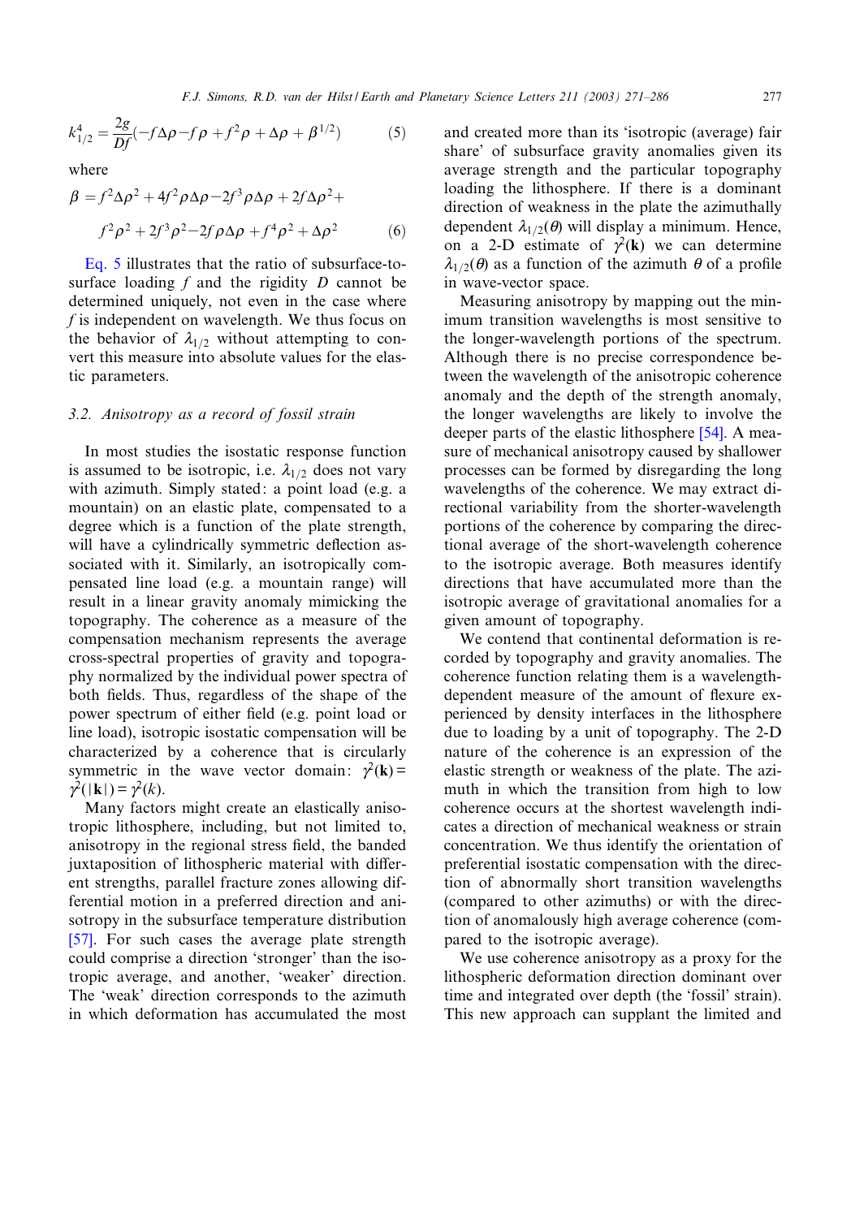$$k_{1/2}^4 = \frac{2g}{Df}(-f\Delta\rho - f\rho + f^2\rho + \Delta\rho + \beta^{1/2}) \tag{5}$$

where

$$\beta = f^2\Delta\rho^2 + 4f^2\rho\Delta\rho - 2f^3\rho\Delta\rho + 2f\Delta\rho^2 + f^2\rho^2 + 2f^3\rho^2 - 2f\rho\Delta\rho + f^4\rho^2 + \Delta\rho^2 \tag{6}$$

Eq. 5 illustrates that the ratio of subsurface-to-surface loading $f$ and the rigidity $D$ cannot be determined uniquely, not even in the case where $f$ is independent on wavelength. We thus focus on the behavior of $\lambda_{1/2}$ without attempting to convert this measure into absolute values for the elastic parameters.

### 3.2. Anisotropy as a record of fossil strain

In most studies the isostatic response function is assumed to be isotropic, i.e. $\lambda_{1/2}$ does not vary with azimuth. Simply stated: a point load (e.g. a mountain) on an elastic plate, compensated to a degree which is a function of the plate strength, will have a cylindrically symmetric deflection associated with it. Similarly, an isotropically compensated line load (e.g. a mountain range) will result in a linear gravity anomaly mimicking the topography. The coherence as a measure of the compensation mechanism represents the average cross-spectral properties of gravity and topography normalized by the individual power spectra of both fields. Thus, regardless of the shape of the power spectrum of either field (e.g. point load or line load), isotropic isostatic compensation will be characterized by a coherence that is circularly symmetric in the wave vector domain: $\gamma^2(\mathbf{k}) = \gamma^2(|\mathbf{k}|) = \gamma^2(k)$.

Many factors might create an elastically anisotropic lithosphere, including, but not limited to, anisotropy in the regional stress field, the banded juxtaposition of lithospheric material with different strengths, parallel fracture zones allowing differential motion in a preferred direction and anisotropy in the subsurface temperature distribution [57]. For such cases the average plate strength could comprise a direction 'stronger' than the isotropic average, and another, 'weaker' direction. The 'weak' direction corresponds to the azimuth in which deformation has accumulated the most and created more than its 'isotropic (average) fair share' of subsurface gravity anomalies given its average strength and the particular topography loading the lithosphere. If there is a dominant direction of weakness in the plate the azimuthally dependent $\lambda_{1/2}(\theta)$ will display a minimum. Hence, on a 2-D estimate of $\gamma^2(\mathbf{k})$ we can determine $\lambda_{1/2}(\theta)$ as a function of the azimuth $\theta$ of a profile in wave-vector space.

Measuring anisotropy by mapping out the minimum transition wavelengths is most sensitive to the longer-wavelength portions of the spectrum. Although there is no precise correspondence between the wavelength of the anisotropic coherence anomaly and the depth of the strength anomaly, the longer wavelengths are likely to involve the deeper parts of the elastic lithosphere [54]. A measure of mechanical anisotropy caused by shallower processes can be formed by disregarding the long wavelengths of the coherence. We may extract directional variability from the shorter-wavelength portions of the coherence by comparing the directional average of the short-wavelength coherence to the isotropic average. Both measures identify directions that have accumulated more than the isotropic average of gravitational anomalies for a given amount of topography.

We contend that continental deformation is recorded by topography and gravity anomalies. The coherence function relating them is a wavelength-dependent measure of the amount of flexure experienced by density interfaces in the lithosphere due to loading by a unit of topography. The 2-D nature of the coherence is an expression of the elastic strength or weakness of the plate. The azimuth in which the transition from high to low coherence occurs at the shortest wavelength indicates a direction of mechanical weakness or strain concentration. We thus identify the orientation of preferential isostatic compensation with the direction of abnormally short transition wavelengths (compared to other azimuths) or with the direction of anomalously high average coherence (compared to the isotropic average).

We use coherence anisotropy as a proxy for the lithospheric deformation direction dominant over time and integrated over depth (the 'fossil' strain). This new approach can supplant the limited and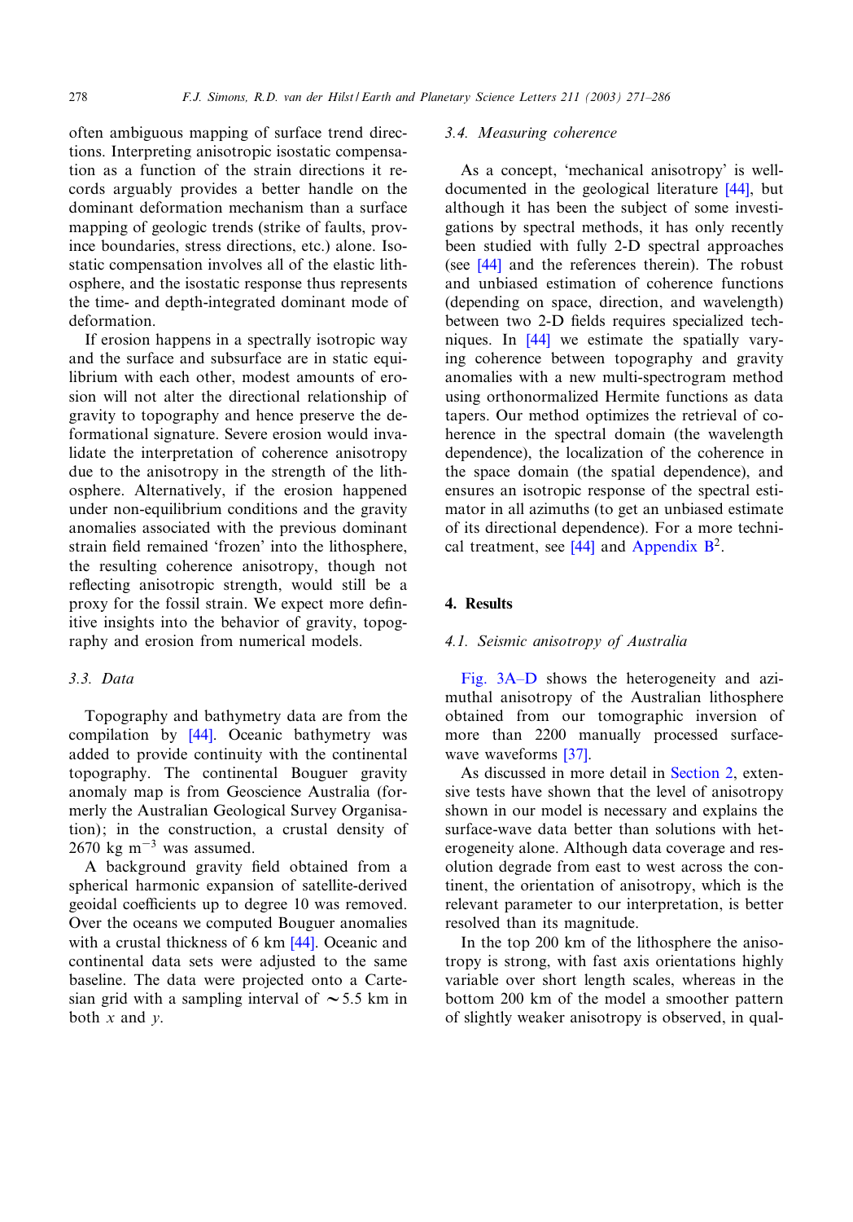often ambiguous mapping of surface trend directions. Interpreting anisotropic isostatic compensation as a function of the strain directions it records arguably provides a better handle on the dominant deformation mechanism than a surface mapping of geologic trends (strike of faults, province boundaries, stress directions, etc.) alone. Isostatic compensation involves all of the elastic lithosphere, and the isostatic response thus represents the time- and depth-integrated dominant mode of deformation.

If erosion happens in a spectrally isotropic way and the surface and subsurface are in static equilibrium with each other, modest amounts of erosion will not alter the directional relationship of gravity to topography and hence preserve the deformational signature. Severe erosion would invalidate the interpretation of coherence anisotropy due to the anisotropy in the strength of the lithosphere. Alternatively, if the erosion happened under non-equilibrium conditions and the gravity anomalies associated with the previous dominant strain field remained 'frozen' into the lithosphere, the resulting coherence anisotropy, though not reflecting anisotropic strength, would still be a proxy for the fossil strain. We expect more definitive insights into the behavior of gravity, topography and erosion from numerical models.

### 3.3. Data

Topography and bathymetry data are from the compilation by [44]. Oceanic bathymetry was added to provide continuity with the continental topography. The continental Bouguer gravity anomaly map is from Geoscience Australia (formerly the Australian Geological Survey Organisation); in the construction, a crustal density of 2670 kg m$^{-3}$ was assumed.

A background gravity field obtained from a spherical harmonic expansion of satellite-derived geoidal coefficients up to degree 10 was removed. Over the oceans we computed Bouguer anomalies with a crustal thickness of 6 km [44]. Oceanic and continental data sets were adjusted to the same baseline. The data were projected onto a Cartesian grid with a sampling interval of $\sim$5.5 km in both $x$ and $y$.

### 3.4. Measuring coherence

As a concept, 'mechanical anisotropy' is well-documented in the geological literature [44], but although it has been the subject of some investigations by spectral methods, it has only recently been studied with fully 2-D spectral approaches (see [44] and the references therein). The robust and unbiased estimation of coherence functions (depending on space, direction, and wavelength) between two 2-D fields requires specialized techniques. In [44] we estimate the spatially varying coherence between topography and gravity anomalies with a new multi-spectrogram method using orthonormalized Hermite functions as data tapers. Our method optimizes the retrieval of coherence in the spectral domain (the wavelength dependence), the localization of the coherence in the space domain (the spatial dependence), and ensures an isotropic response of the spectral estimator in all azimuths (to get an unbiased estimate of its directional dependence). For a more technical treatment, see [44] and Appendix B[2].

## 4. Results

### 4.1. Seismic anisotropy of Australia

Fig. 3A–D shows the heterogeneity and azimuthal anisotropy of the Australian lithosphere obtained from our tomographic inversion of more than 2200 manually processed surface-wave waveforms [37].

As discussed in more detail in Section 2, extensive tests have shown that the level of anisotropy shown in our model is necessary and explains the surface-wave data better than solutions with heterogeneity alone. Although data coverage and resolution degrade from east to west across the continent, the orientation of anisotropy, which is the relevant parameter to our interpretation, is better resolved than its magnitude.

In the top 200 km of the lithosphere the anisotropy is strong, with fast axis orientations highly variable over short length scales, whereas in the bottom 200 km of the model a smoother pattern of slightly weaker anisotropy is observed, in qual-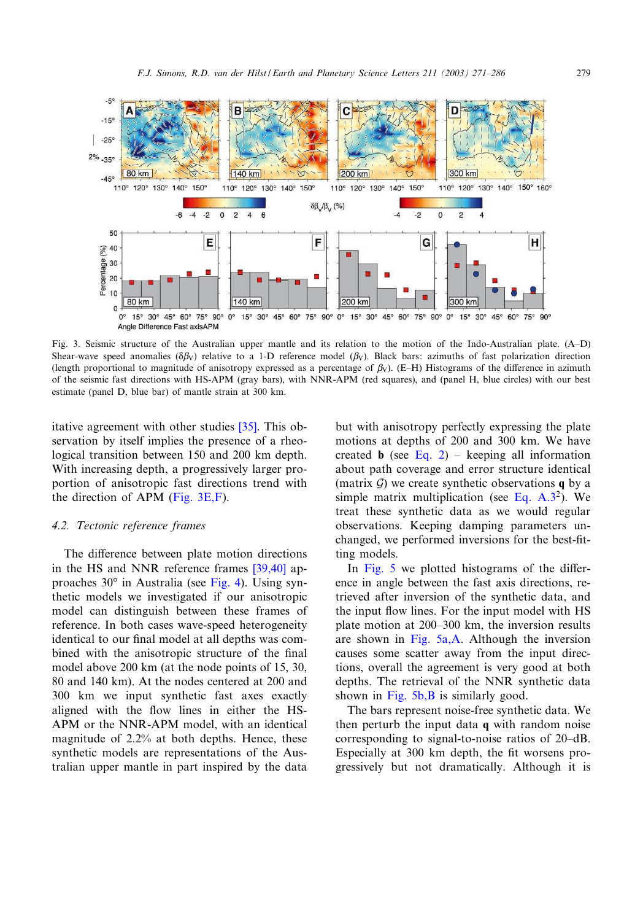Fig. 3. Seismic structure of the Australian upper mantle and its relation to the motion of the Indo-Australian plate. (A–D) Shear-wave speed anomalies ($\delta\beta_V$) relative to a 1-D reference model ($\beta_V$). Black bars: azimuths of fast polarization direction (length proportional to magnitude of anisotropy expressed as a percentage of $\beta_V$). (E–H) Histograms of the difference in azimuth of the seismic fast directions with HS-APM (gray bars), with NNR-APM (red squares), and (panel H, blue circles) with our best estimate (panel D, blue bar) of mantle strain at 300 km.

itative agreement with other studies [35]. This observation by itself implies the presence of a rheological transition between 150 and 200 km depth. With increasing depth, a progressively larger proportion of anisotropic fast directions trend with the direction of APM (Fig. 3E,F).

### 4.2. Tectonic reference frames

The difference between plate motion directions in the HS and NNR reference frames [39,40] approaches 30° in Australia (see Fig. 4). Using synthetic models we investigated if our anisotropic model can distinguish between these frames of reference. In both cases wave-speed heterogeneity identical to our final model at all depths was combined with the anisotropic structure of the final model above 200 km (at the node points of 15, 30, 80 and 140 km). At the nodes centered at 200 and 300 km we input synthetic fast axes exactly aligned with the flow lines in either the HS-APM or the NNR-APM model, with an identical magnitude of 2.2% at both depths. Hence, these synthetic models are representations of the Australian upper mantle in part inspired by the data but with anisotropy perfectly expressing the plate motions at depths of 200 and 300 km. We have created **b** (see Eq. 2) – keeping all information about path coverage and error structure identical (matrix $\mathcal{G}$) we create synthetic observations **q** by a simple matrix multiplication (see Eq. A.3[2]). We treat these synthetic data as we would regular observations. Keeping damping parameters unchanged, we performed inversions for the best-fitting models.

In Fig. 5 we plotted histograms of the difference in angle between the fast axis directions, retrieved after inversion of the synthetic data, and the input flow lines. For the input model with HS plate motion at 200–300 km, the inversion results are shown in Fig. 5a,A. Although the inversion causes some scatter away from the input directions, overall the agreement is very good at both depths. The retrieval of the NNR synthetic data shown in Fig. 5b,B is similarly good.

The bars represent noise-free synthetic data. We then perturb the input data **q** with random noise corresponding to signal-to-noise ratios of 20–dB. Especially at 300 km depth, the fit worsens progressively but not dramatically. Although it is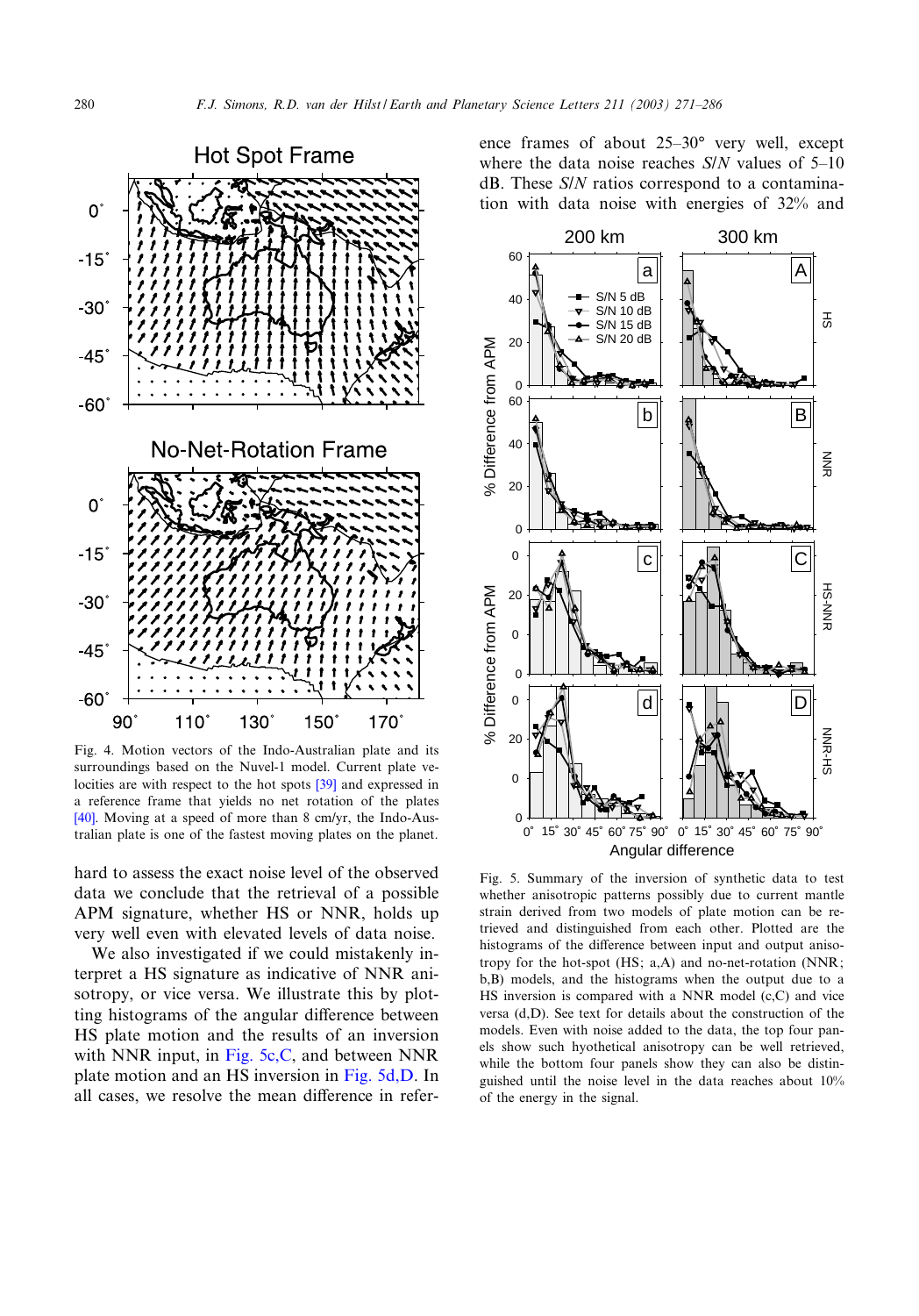Fig. 4. Motion vectors of the Indo-Australian plate and its surroundings based on the Nuvel-1 model. Current plate velocities are with respect to the hot spots [39] and expressed in a reference frame that yields no net rotation of the plates [40]. Moving at a speed of more than 8 cm/yr, the Indo-Australian plate is one of the fastest moving plates on the planet.

hard to assess the exact noise level of the observed data we conclude that the retrieval of a possible APM signature, whether HS or NNR, holds up very well even with elevated levels of data noise.

We also investigated if we could mistakenly interpret a HS signature as indicative of NNR anisotropy, or vice versa. We illustrate this by plotting histograms of the angular difference between HS plate motion and the results of an inversion with NNR input, in Fig. 5c,C, and between NNR plate motion and an HS inversion in Fig. 5d,D. In all cases, we resolve the mean difference in reference frames of about 25–30° very well, except where the data noise reaches *S*/*N* values of 5–10 dB. These *S*/*N* ratios correspond to a contamination with data noise with energies of 32% and

Fig. 5. Summary of the inversion of synthetic data to test whether anisotropic patterns possibly due to current mantle strain derived from two models of plate motion can be retrieved and distinguished from each other. Plotted are the histograms of the difference between input and output anisotropy for the hot-spot (HS; a,A) and no-net-rotation (NNR; b,B) models, and the histograms when the output due to a HS inversion is compared with a NNR model (c,C) and vice versa (d,D). See text for details about the construction of the models. Even with noise added to the data, the top four panels show such hypothetical anisotropy can be well retrieved, while the bottom four panels show they can also be distinguished until the noise level in the data reaches about 10% of the energy in the signal.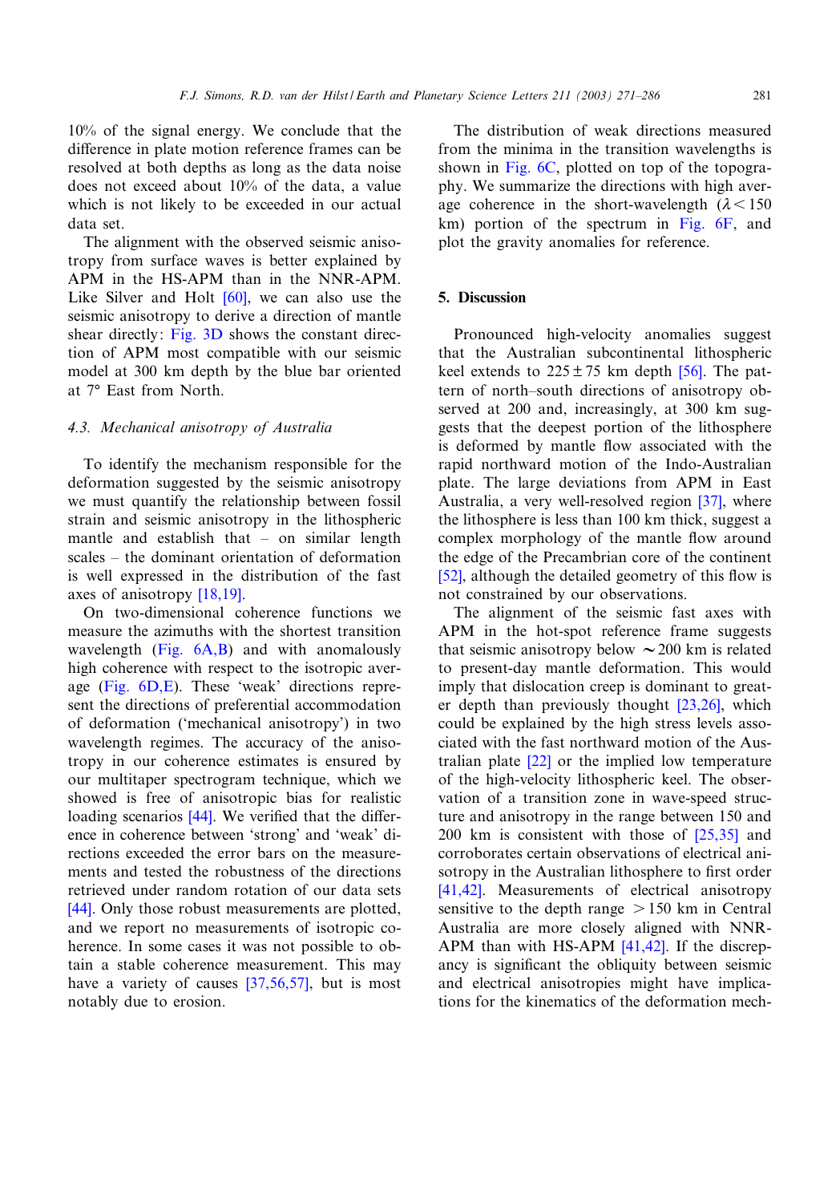10% of the signal energy. We conclude that the difference in plate motion reference frames can be resolved at both depths as long as the data noise does not exceed about 10% of the data, a value which is not likely to be exceeded in our actual data set.

The alignment with the observed seismic anisotropy from surface waves is better explained by APM in the HS-APM than in the NNR-APM. Like Silver and Holt [60], we can also use the seismic anisotropy to derive a direction of mantle shear directly: Fig. 3D shows the constant direction of APM most compatible with our seismic model at 300 km depth by the blue bar oriented at 7° East from North.

### *4.3. Mechanical anisotropy of Australia*

To identify the mechanism responsible for the deformation suggested by the seismic anisotropy we must quantify the relationship between fossil strain and seismic anisotropy in the lithospheric mantle and establish that – on similar length scales – the dominant orientation of deformation is well expressed in the distribution of the fast axes of anisotropy [18,19].

On two-dimensional coherence functions we measure the azimuths with the shortest transition wavelength (Fig. 6A,B) and with anomalously high coherence with respect to the isotropic average (Fig. 6D,E). These 'weak' directions represent the directions of preferential accommodation of deformation ('mechanical anisotropy') in two wavelength regimes. The accuracy of the anisotropy in our coherence estimates is ensured by our multitaper spectrogram technique, which we showed is free of anisotropic bias for realistic loading scenarios [44]. We verified that the difference in coherence between 'strong' and 'weak' directions exceeded the error bars on the measurements and tested the robustness of the directions retrieved under random rotation of our data sets [44]. Only those robust measurements are plotted, and we report no measurements of isotropic coherence. In some cases it was not possible to obtain a stable coherence measurement. This may have a variety of causes [37,56,57], but is most notably due to erosion.

The distribution of weak directions measured from the minima in the transition wavelengths is shown in Fig. 6C, plotted on top of the topography. We summarize the directions with high average coherence in the short-wavelength ($\lambda < 150$ km) portion of the spectrum in Fig. 6F, and plot the gravity anomalies for reference.

## 5. Discussion

Pronounced high-velocity anomalies suggest that the Australian subcontinental lithospheric keel extends to $225 \pm 75$ km depth [56]. The pattern of north–south directions of anisotropy observed at 200 and, increasingly, at 300 km suggests that the deepest portion of the lithosphere is deformed by mantle flow associated with the rapid northward motion of the Indo-Australian plate. The large deviations from APM in East Australia, a very well-resolved region [37], where the lithosphere is less than 100 km thick, suggest a complex morphology of the mantle flow around the edge of the Precambrian core of the continent [52], although the detailed geometry of this flow is not constrained by our observations.

The alignment of the seismic fast axes with APM in the hot-spot reference frame suggests that seismic anisotropy below $\sim$200 km is related to present-day mantle deformation. This would imply that dislocation creep is dominant to greater depth than previously thought [23,26], which could be explained by the high stress levels associated with the fast northward motion of the Australian plate [22] or the implied low temperature of the high-velocity lithospheric keel. The observation of a transition zone in wave-speed structure and anisotropy in the range between 150 and 200 km is consistent with those of [25,35] and corroborates certain observations of electrical anisotropy in the Australian lithosphere to first order [41,42]. Measurements of electrical anisotropy sensitive to the depth range $>150$ km in Central Australia are more closely aligned with NNR-APM than with HS-APM [41,42]. If the discrepancy is significant the obliquity between seismic and electrical anisotropies might have implications for the kinematics of the deformation mech-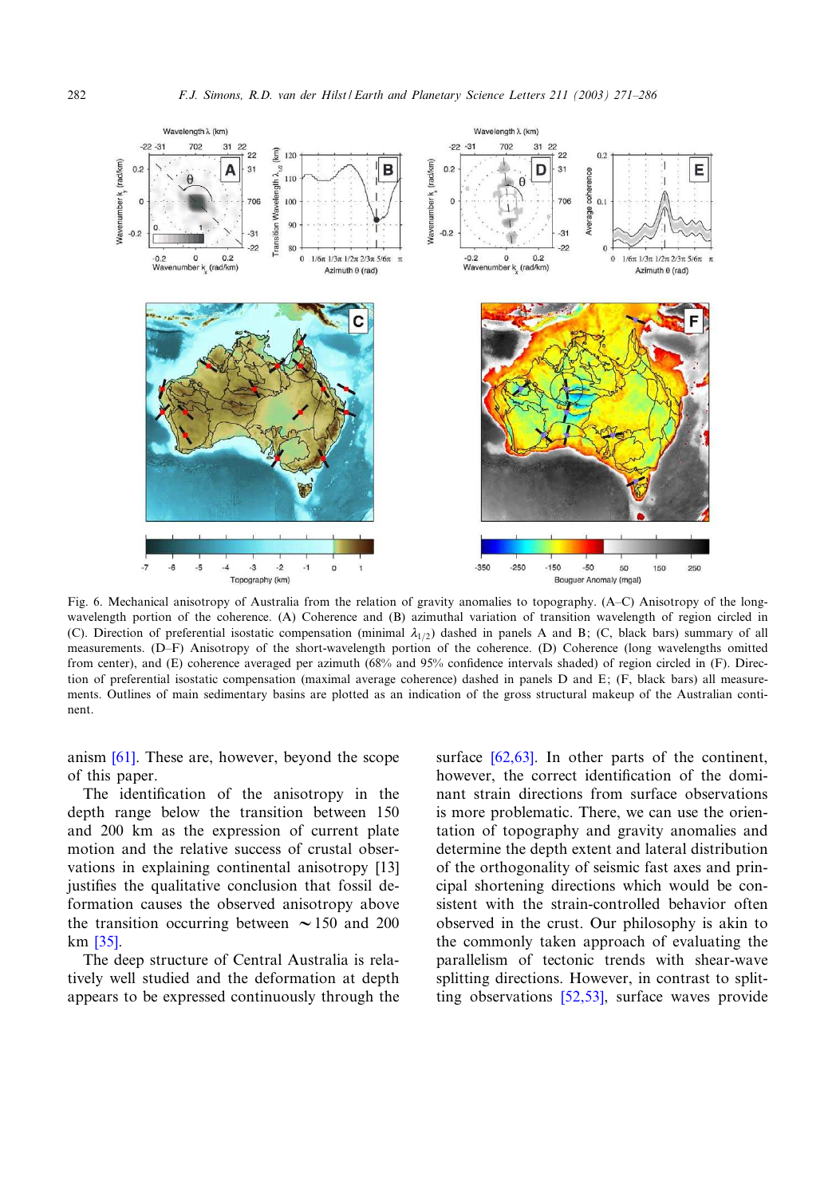Fig. 6. Mechanical anisotropy of Australia from the relation of gravity anomalies to topography. (A–C) Anisotropy of the long-wavelength portion of the coherence. (A) Coherence and (B) azimuthal variation of transition wavelength of region circled in (C). Direction of preferential isostatic compensation (minimal $\lambda_{1/2}$) dashed in panels A and B; (C, black bars) summary of all measurements. (D–F) Anisotropy of the short-wavelength portion of the coherence. (D) Coherence (long wavelengths omitted from center), and (E) coherence averaged per azimuth (68% and 95% confidence intervals shaded) of region circled in (F). Direction of preferential isostatic compensation (maximal average coherence) dashed in panels D and E; (F, black bars) all measurements. Outlines of main sedimentary basins are plotted as an indication of the gross structural makeup of the Australian continent.

anism [61]. These are, however, beyond the scope of this paper.

The identification of the anisotropy in the depth range below the transition between 150 and 200 km as the expression of current plate motion and the relative success of crustal observations in explaining continental anisotropy [13] justifies the qualitative conclusion that fossil deformation causes the observed anisotropy above the transition occurring between ~150 and 200 km [35].

The deep structure of Central Australia is relatively well studied and the deformation at depth appears to be expressed continuously through the surface [62,63]. In other parts of the continent, however, the correct identification of the dominant strain directions from surface observations is more problematic. There, we can use the orientation of topography and gravity anomalies and determine the depth extent and lateral distribution of the orthogonality of seismic fast axes and principal shortening directions which would be consistent with the strain-controlled behavior often observed in the crust. Our philosophy is akin to the commonly taken approach of evaluating the parallelism of tectonic trends with shear-wave splitting directions. However, in contrast to splitting observations [52,53], surface waves provide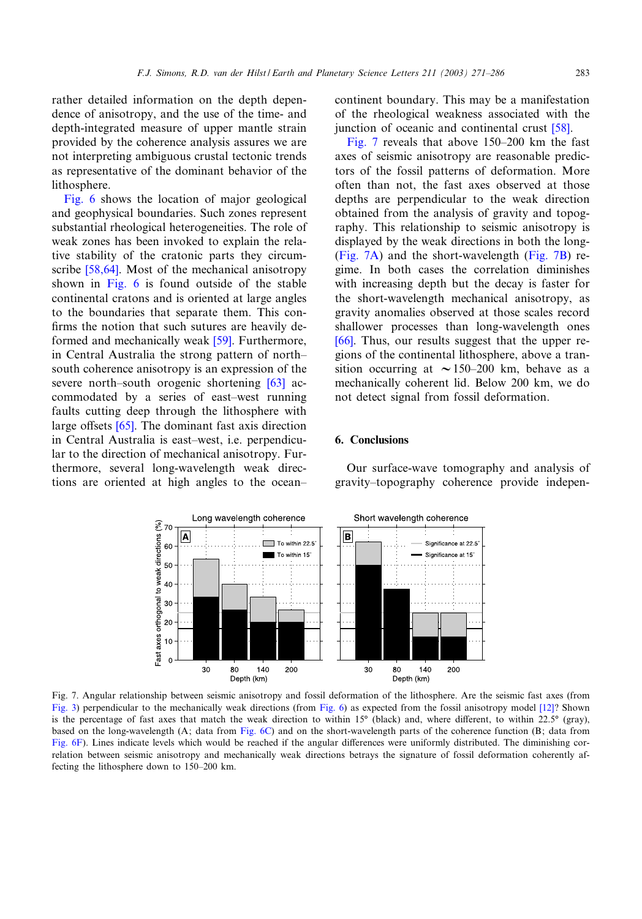rather detailed information on the depth dependence of anisotropy, and the use of the time- and depth-integrated measure of upper mantle strain provided by the coherence analysis assures we are not interpreting ambiguous crustal tectonic trends as representative of the dominant behavior of the lithosphere.

Fig. 6 shows the location of major geological and geophysical boundaries. Such zones represent substantial rheological heterogeneities. The role of weak zones has been invoked to explain the relative stability of the cratonic parts they circumscribe [58,64]. Most of the mechanical anisotropy shown in Fig. 6 is found outside of the stable continental cratons and is oriented at large angles to the boundaries that separate them. This confirms the notion that such sutures are heavily deformed and mechanically weak [59]. Furthermore, in Central Australia the strong pattern of north–south coherence anisotropy is an expression of the severe north–south orogenic shortening [63] accommodated by a series of east–west running faults cutting deep through the lithosphere with large offsets [65]. The dominant fast axis direction in Central Australia is east–west, i.e. perpendicular to the direction of mechanical anisotropy. Furthermore, several long-wavelength weak directions are oriented at high angles to the ocean–continent boundary. This may be a manifestation of the rheological weakness associated with the junction of oceanic and continental crust [58].

Fig. 7 reveals that above 150–200 km the fast axes of seismic anisotropy are reasonable predictors of the fossil patterns of deformation. More often than not, the fast axes observed at those depths are perpendicular to the weak direction obtained from the analysis of gravity and topography. This relationship to seismic anisotropy is displayed by the weak directions in both the long- (Fig. 7A) and the short-wavelength (Fig. 7B) regime. In both cases the correlation diminishes with increasing depth but the decay is faster for the short-wavelength mechanical anisotropy, as gravity anomalies observed at those scales record shallower processes than long-wavelength ones [66]. Thus, our results suggest that the upper regions of the continental lithosphere, above a transition occurring at ~150–200 km, behave as a mechanically coherent lid. Below 200 km, we do not detect signal from fossil deformation.

## 6. Conclusions

Our surface-wave tomography and analysis of gravity–topography coherence provide indepen-

Fig. 7. Angular relationship between seismic anisotropy and fossil deformation of the lithosphere. Are the seismic fast axes (from Fig. 3) perpendicular to the mechanically weak directions (from Fig. 6) as expected from the fossil anisotropy model [12]? Shown is the percentage of fast axes that match the weak direction to within 15° (black) and, where different, to within 22.5° (gray), based on the long-wavelength (A; data from Fig. 6C) and on the short-wavelength parts of the coherence function (B; data from Fig. 6F). Lines indicate levels which would be reached if the angular differences were uniformly distributed. The diminishing correlation between seismic anisotropy and mechanically weak directions betrays the signature of fossil deformation coherently affecting the lithosphere down to 150–200 km.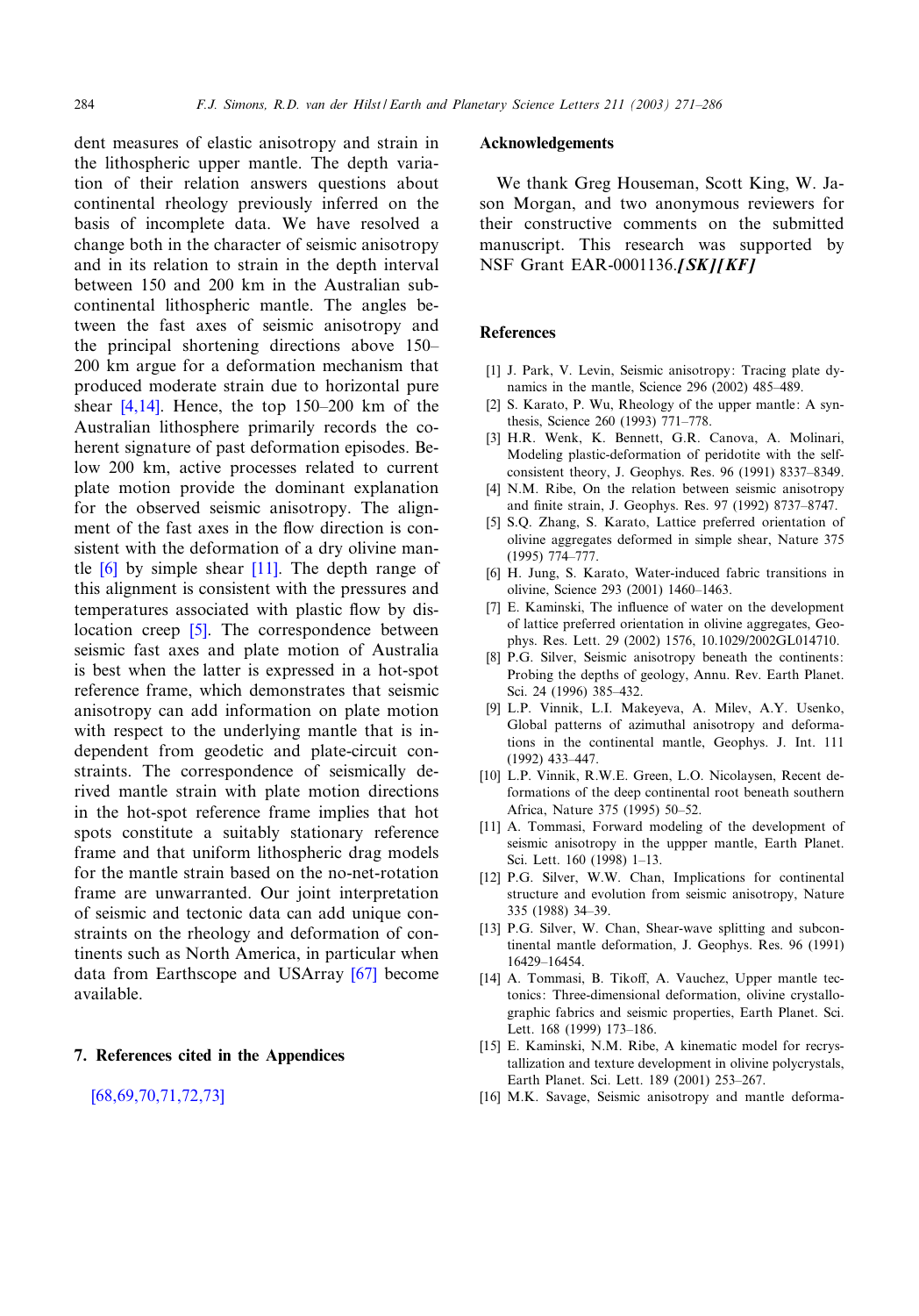dent measures of elastic anisotropy and strain in the lithospheric upper mantle. The depth variation of their relation answers questions about continental rheology previously inferred on the basis of incomplete data. We have resolved a change both in the character of seismic anisotropy and in its relation to strain in the depth interval between 150 and 200 km in the Australian subcontinental lithospheric mantle. The angles between the fast axes of seismic anisotropy and the principal shortening directions above 150–200 km argue for a deformation mechanism that produced moderate strain due to horizontal pure shear [4,14]. Hence, the top 150–200 km of the Australian lithosphere primarily records the coherent signature of past deformation episodes. Below 200 km, active processes related to current plate motion provide the dominant explanation for the observed seismic anisotropy. The alignment of the fast axes in the flow direction is consistent with the deformation of a dry olivine mantle [6] by simple shear [11]. The depth range of this alignment is consistent with the pressures and temperatures associated with plastic flow by dislocation creep [5]. The correspondence between seismic fast axes and plate motion of Australia is best when the latter is expressed in a hot-spot reference frame, which demonstrates that seismic anisotropy can add information on plate motion with respect to the underlying mantle that is independent from geodetic and plate-circuit constraints. The correspondence of seismically derived mantle strain with plate motion directions in the hot-spot reference frame implies that hot spots constitute a suitably stationary reference frame and that uniform lithospheric drag models for the mantle strain based on the no-net-rotation frame are unwarranted. Our joint interpretation of seismic and tectonic data can add unique constraints on the rheology and deformation of continents such as North America, in particular when data from Earthscope and USArray [67] become available.

## 7. References cited in the Appendices

[68,69,70,71,72,73]

## Acknowledgements

We thank Greg Houseman, Scott King, W. Jason Morgan, and two anonymous reviewers for their constructive comments on the submitted manuscript. This research was supported by NSF Grant EAR-0001136.***[SK][KF]***

## References

[1] J. Park, V. Levin, Seismic anisotropy: Tracing plate dynamics in the mantle, Science 296 (2002) 485–489.

[2] S. Karato, P. Wu, Rheology of the upper mantle: A synthesis, Science 260 (1993) 771–778.

[3] H.R. Wenk, K. Bennett, G.R. Canova, A. Molinari, Modeling plastic-deformation of peridotite with the self-consistent theory, J. Geophys. Res. 96 (1991) 8337–8349.

[4] N.M. Ribe, On the relation between seismic anisotropy and finite strain, J. Geophys. Res. 97 (1992) 8737–8747.

[5] S.Q. Zhang, S. Karato, Lattice preferred orientation of olivine aggregates deformed in simple shear, Nature 375 (1995) 774–777.

[6] H. Jung, S. Karato, Water-induced fabric transitions in olivine, Science 293 (2001) 1460–1463.

[7] E. Kaminski, The influence of water on the development of lattice preferred orientation in olivine aggregates, Geophys. Res. Lett. 29 (2002) 1576, 10.1029/2002GL014710.

[8] P.G. Silver, Seismic anisotropy beneath the continents: Probing the depths of geology, Annu. Rev. Earth Planet. Sci. 24 (1996) 385–432.

[9] L.P. Vinnik, L.I. Makeyeva, A. Milev, A.Y. Usenko, Global patterns of azimuthal anisotropy and deformations in the continental mantle, Geophys. J. Int. 111 (1992) 433–447.

[10] L.P. Vinnik, R.W.E. Green, L.O. Nicolaysen, Recent deformations of the deep continental root beneath southern Africa, Nature 375 (1995) 50–52.

[11] A. Tommasi, Forward modeling of the development of seismic anisotropy in the uppper mantle, Earth Planet. Sci. Lett. 160 (1998) 1–13.

[12] P.G. Silver, W.W. Chan, Implications for continental structure and evolution from seismic anisotropy, Nature 335 (1988) 34–39.

[13] P.G. Silver, W. Chan, Shear-wave splitting and subcontinental mantle deformation, J. Geophys. Res. 96 (1991) 16429–16454.

[14] A. Tommasi, B. Tikoff, A. Vauchez, Upper mantle tectonics: Three-dimensional deformation, olivine crystallographic fabrics and seismic properties, Earth Planet. Sci. Lett. 168 (1999) 173–186.

[15] E. Kaminski, N.M. Ribe, A kinematic model for recrystallization and texture development in olivine polycrystals, Earth Planet. Sci. Lett. 189 (2001) 253–267.

[16] M.K. Savage, Seismic anisotropy and mantle deforma-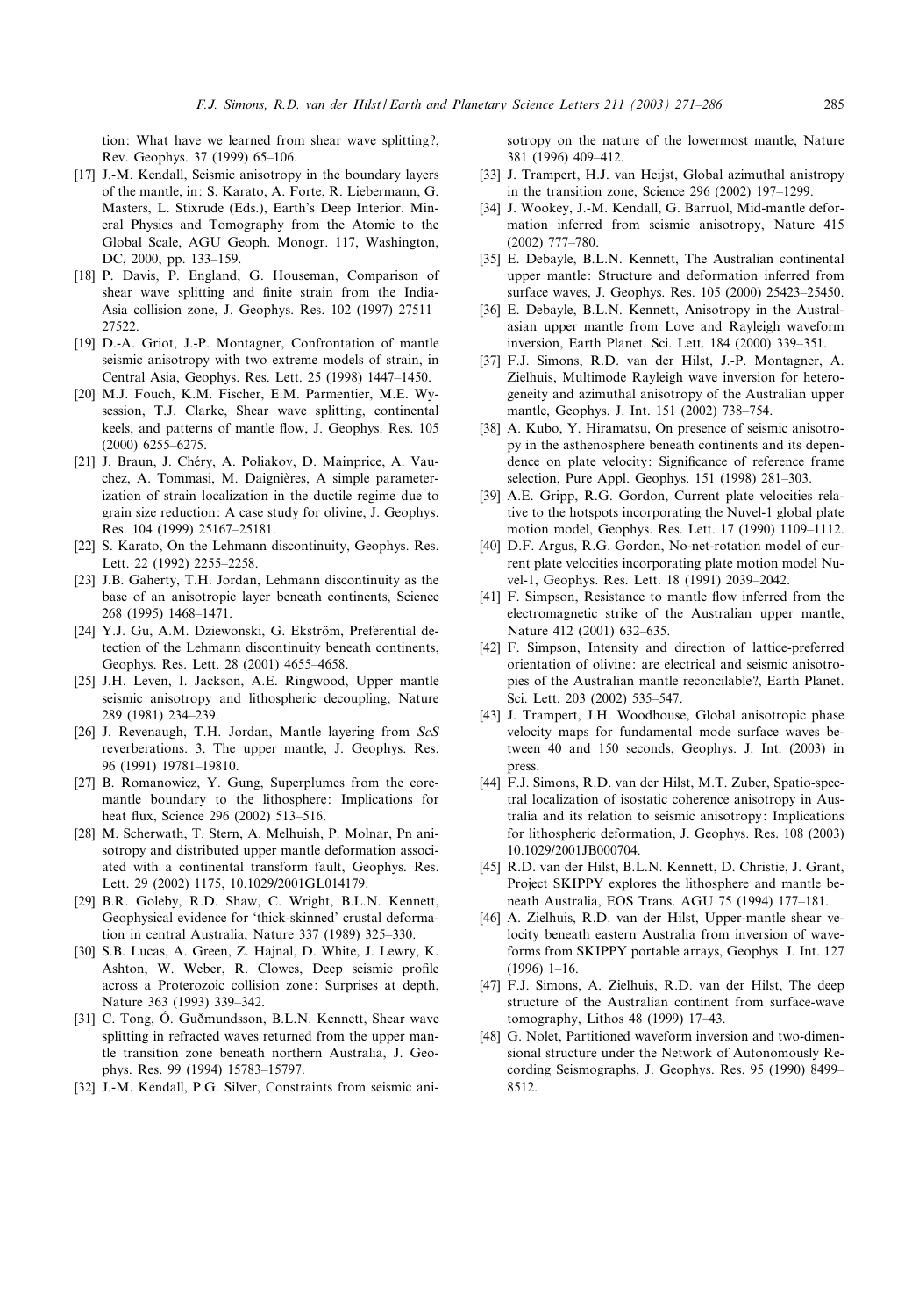tion: What have we learned from shear wave splitting?, Rev. Geophys. 37 (1999) 65–106.

[17] J.-M. Kendall, Seismic anisotropy in the boundary layers of the mantle, in: S. Karato, A. Forte, R. Liebermann, G. Masters, L. Stixrude (Eds.), Earth's Deep Interior. Mineral Physics and Tomography from the Atomic to the Global Scale, AGU Geoph. Monogr. 117, Washington, DC, 2000, pp. 133–159.

[18] P. Davis, P. England, G. Houseman, Comparison of shear wave splitting and finite strain from the India-Asia collision zone, J. Geophys. Res. 102 (1997) 27511–27522.

[19] D.-A. Griot, J.-P. Montagner, Confrontation of mantle seismic anisotropy with two extreme models of strain, in Central Asia, Geophys. Res. Lett. 25 (1998) 1447–1450.

[20] M.J. Fouch, K.M. Fischer, E.M. Parmentier, M.E. Wysession, T.J. Clarke, Shear wave splitting, continental keels, and patterns of mantle flow, J. Geophys. Res. 105 (2000) 6255–6275.

[21] J. Braun, J. Chéry, A. Poliakov, D. Mainprice, A. Vauchez, A. Tommasi, M. Daignières, A simple parameterization of strain localization in the ductile regime due to grain size reduction: A case study for olivine, J. Geophys. Res. 104 (1999) 25167–25181.

[22] S. Karato, On the Lehmann discontinuity, Geophys. Res. Lett. 22 (1992) 2255–2258.

[23] J.B. Gaherty, T.H. Jordan, Lehmann discontinuity as the base of an anisotropic layer beneath continents, Science 268 (1995) 1468–1471.

[24] Y.J. Gu, A.M. Dziewonski, G. Ekström, Preferential detection of the Lehmann discontinuity beneath continents, Geophys. Res. Lett. 28 (2001) 4655–4658.

[25] J.H. Leven, I. Jackson, A.E. Ringwood, Upper mantle seismic anisotropy and lithospheric decoupling, Nature 289 (1981) 234–239.

[26] J. Revenaugh, T.H. Jordan, Mantle layering from *ScS* reverberations. 3. The upper mantle, J. Geophys. Res. 96 (1991) 19781–19810.

[27] B. Romanowicz, Y. Gung, Superplumes from the core-mantle boundary to the lithosphere: Implications for heat flux, Science 296 (2002) 513–516.

[28] M. Scherwath, T. Stern, A. Melhuish, P. Molnar, Pn anisotropy and distributed upper mantle deformation associated with a continental transform fault, Geophys. Res. Lett. 29 (2002) 1175, 10.1029/2001GL014179.

[29] B.R. Goleby, R.D. Shaw, C. Wright, B.L.N. Kennett, Geophysical evidence for 'thick-skinned' crustal deformation in central Australia, Nature 337 (1989) 325–330.

[30] S.B. Lucas, A. Green, Z. Hajnal, D. White, J. Lewry, K. Ashton, W. Weber, R. Clowes, Deep seismic profile across a Proterozoic collision zone: Surprises at depth, Nature 363 (1993) 339–342.

[31] C. Tong, Ó. Guðmundsson, B.L.N. Kennett, Shear wave splitting in refracted waves returned from the upper mantle transition zone beneath northern Australia, J. Geophys. Res. 99 (1994) 15783–15797.

[32] J.-M. Kendall, P.G. Silver, Constraints from seismic anisotropy on the nature of the lowermost mantle, Nature 381 (1996) 409–412.

[33] J. Trampert, H.J. van Heijst, Global azimuthal anistropy in the transition zone, Science 296 (2002) 197–1299.

[34] J. Wookey, J.-M. Kendall, G. Barruol, Mid-mantle deformation inferred from seismic anisotropy, Nature 415 (2002) 777–780.

[35] E. Debayle, B.L.N. Kennett, The Australian continental upper mantle: Structure and deformation inferred from surface waves, J. Geophys. Res. 105 (2000) 25423–25450.

[36] E. Debayle, B.L.N. Kennett, Anisotropy in the Australasian upper mantle from Love and Rayleigh waveform inversion, Earth Planet. Sci. Lett. 184 (2000) 339–351.

[37] F.J. Simons, R.D. van der Hilst, J.-P. Montagner, A. Zielhuis, Multimode Rayleigh wave inversion for heterogeneity and azimuthal anisotropy of the Australian upper mantle, Geophys. J. Int. 151 (2002) 738–754.

[38] A. Kubo, Y. Hiramatsu, On presence of seismic anisotropy in the asthenosphere beneath continents and its dependence on plate velocity: Significance of reference frame selection, Pure Appl. Geophys. 151 (1998) 281–303.

[39] A.E. Gripp, R.G. Gordon, Current plate velocities relative to the hotspots incorporating the Nuvel-1 global plate motion model, Geophys. Res. Lett. 17 (1990) 1109–1112.

[40] D.F. Argus, R.G. Gordon, No-net-rotation model of current plate velocities incorporating plate motion model Nuvel-1, Geophys. Res. Lett. 18 (1991) 2039–2042.

[41] F. Simpson, Resistance to mantle flow inferred from the electromagnetic strike of the Australian upper mantle, Nature 412 (2001) 632–635.

[42] F. Simpson, Intensity and direction of lattice-preferred orientation of olivine: are electrical and seismic anisotropies of the Australian mantle reconcilable?, Earth Planet. Sci. Lett. 203 (2002) 535–547.

[43] J. Trampert, J.H. Woodhouse, Global anisotropic phase velocity maps for fundamental mode surface waves between 40 and 150 seconds, Geophys. J. Int. (2003) in press.

[44] F.J. Simons, R.D. van der Hilst, M.T. Zuber, Spatio-spectral localization of isostatic coherence anisotropy in Australia and its relation to seismic anisotropy: Implications for lithospheric deformation, J. Geophys. Res. 108 (2003) 10.1029/2001JB000704.

[45] R.D. van der Hilst, B.L.N. Kennett, D. Christie, J. Grant, Project SKIPPY explores the lithosphere and mantle beneath Australia, EOS Trans. AGU 75 (1994) 177–181.

[46] A. Zielhuis, R.D. van der Hilst, Upper-mantle shear velocity beneath eastern Australia from inversion of waveforms from SKIPPY portable arrays, Geophys. J. Int. 127 (1996) 1–16.

[47] F.J. Simons, A. Zielhuis, R.D. van der Hilst, The deep structure of the Australian continent from surface-wave tomography, Lithos 48 (1999) 17–43.

[48] G. Nolet, Partitioned waveform inversion and two-dimensional structure under the Network of Autonomously Recording Seismographs, J. Geophys. Res. 95 (1990) 8499–8512.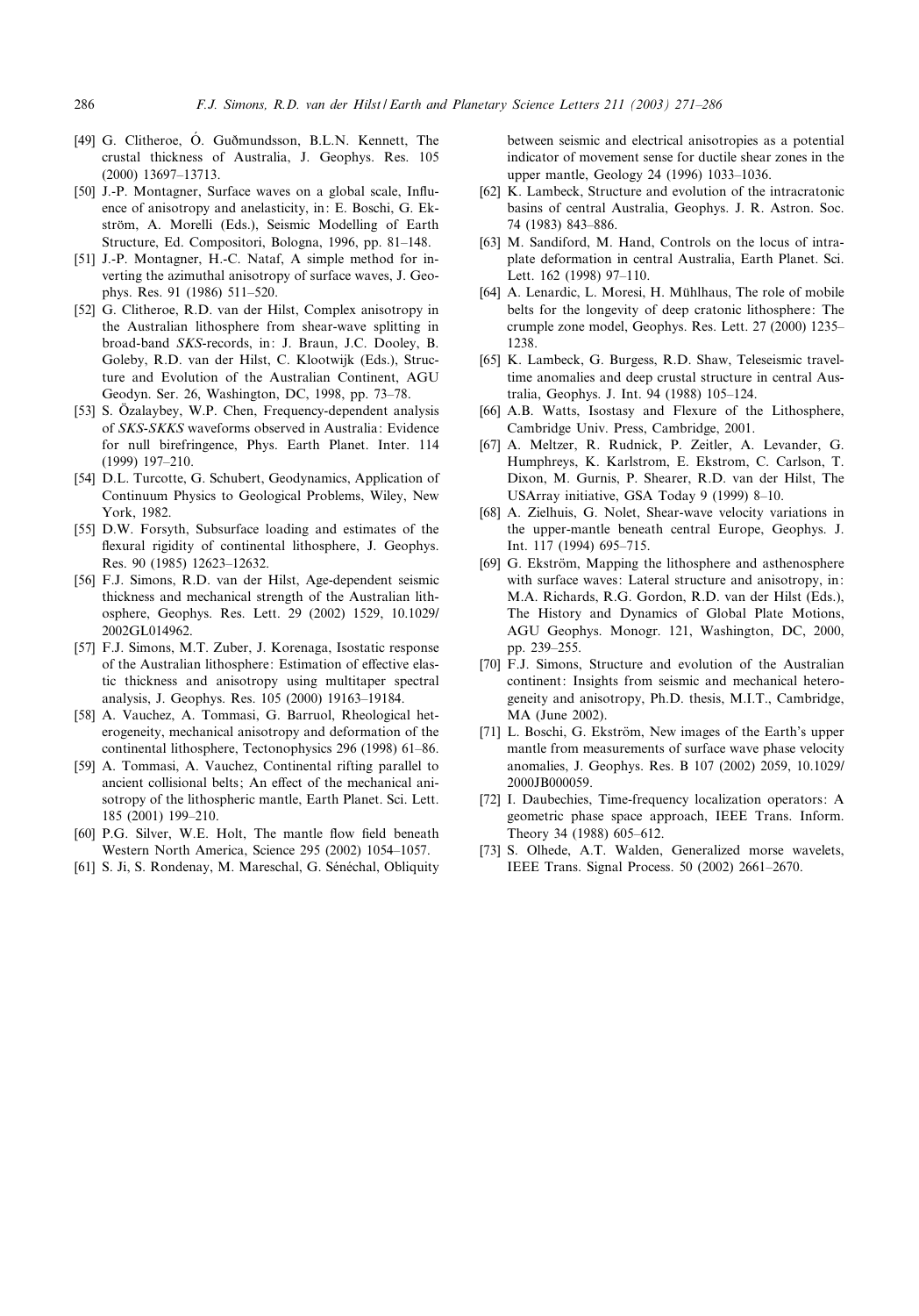[49] G. Clitheroe, Ó. Guðmundsson, B.L.N. Kennett, The crustal thickness of Australia, J. Geophys. Res. 105 (2000) 13697–13713.

[50] J.-P. Montagner, Surface waves on a global scale, Influence of anisotropy and anelasticity, in: E. Boschi, G. Ekström, A. Morelli (Eds.), Seismic Modelling of Earth Structure, Ed. Compositori, Bologna, 1996, pp. 81–148.

[51] J.-P. Montagner, H.-C. Nataf, A simple method for inverting the azimuthal anisotropy of surface waves, J. Geophys. Res. 91 (1986) 511–520.

[52] G. Clitheroe, R.D. van der Hilst, Complex anisotropy in the Australian lithosphere from shear-wave splitting in broad-band *SKS*-records, in: J. Braun, J.C. Dooley, B. Goleby, R.D. van der Hilst, C. Klootwijk (Eds.), Structure and Evolution of the Australian Continent, AGU Geodyn. Ser. 26, Washington, DC, 1998, pp. 73–78.

[53] S. Özalaybey, W.P. Chen, Frequency-dependent analysis of *SKS-SKKS* waveforms observed in Australia: Evidence for null birefringence, Phys. Earth Planet. Inter. 114 (1999) 197–210.

[54] D.L. Turcotte, G. Schubert, Geodynamics, Application of Continuum Physics to Geological Problems, Wiley, New York, 1982.

[55] D.W. Forsyth, Subsurface loading and estimates of the flexural rigidity of continental lithosphere, J. Geophys. Res. 90 (1985) 12623–12632.

[56] F.J. Simons, R.D. van der Hilst, Age-dependent seismic thickness and mechanical strength of the Australian lithosphere, Geophys. Res. Lett. 29 (2002) 1529, 10.1029/2002GL014962.

[57] F.J. Simons, M.T. Zuber, J. Korenaga, Isostatic response of the Australian lithosphere: Estimation of effective elastic thickness and anisotropy using multitaper spectral analysis, J. Geophys. Res. 105 (2000) 19163–19184.

[58] A. Vauchez, A. Tommasi, G. Barruol, Rheological heterogeneity, mechanical anisotropy and deformation of the continental lithosphere, Tectonophysics 296 (1998) 61–86.

[59] A. Tommasi, A. Vauchez, Continental rifting parallel to ancient collisional belts; An effect of the mechanical anisotropy of the lithospheric mantle, Earth Planet. Sci. Lett. 185 (2001) 199–210.

[60] P.G. Silver, W.E. Holt, The mantle flow field beneath Western North America, Science 295 (2002) 1054–1057.

[61] S. Ji, S. Rondenay, M. Mareschal, G. Sénéchal, Obliquity between seismic and electrical anisotropies as a potential indicator of movement sense for ductile shear zones in the upper mantle, Geology 24 (1996) 1033–1036.

[62] K. Lambeck, Structure and evolution of the intracratonic basins of central Australia, Geophys. J. R. Astron. Soc. 74 (1983) 843–886.

[63] M. Sandiford, M. Hand, Controls on the locus of intraplate deformation in central Australia, Earth Planet. Sci. Lett. 162 (1998) 97–110.

[64] A. Lenardic, L. Moresi, H. Mühlhaus, The role of mobile belts for the longevity of deep cratonic lithosphere: The crumple zone model, Geophys. Res. Lett. 27 (2000) 1235–1238.

[65] K. Lambeck, G. Burgess, R.D. Shaw, Teleseismic traveltime anomalies and deep crustal structure in central Australia, Geophys. J. Int. 94 (1988) 105–124.

[66] A.B. Watts, Isostasy and Flexure of the Lithosphere, Cambridge Univ. Press, Cambridge, 2001.

[67] A. Meltzer, R. Rudnick, P. Zeitler, A. Levander, G. Humphreys, K. Karlstrom, E. Ekstrom, C. Carlson, T. Dixon, M. Gurnis, P. Shearer, R.D. van der Hilst, The USArray initiative, GSA Today 9 (1999) 8–10.

[68] A. Zielhuis, G. Nolet, Shear-wave velocity variations in the upper-mantle beneath central Europe, Geophys. J. Int. 117 (1994) 695–715.

[69] G. Ekström, Mapping the lithosphere and asthenosphere with surface waves: Lateral structure and anisotropy, in: M.A. Richards, R.G. Gordon, R.D. van der Hilst (Eds.), The History and Dynamics of Global Plate Motions, AGU Geophys. Monogr. 121, Washington, DC, 2000, pp. 239–255.

[70] F.J. Simons, Structure and evolution of the Australian continent: Insights from seismic and mechanical heterogeneity and anisotropy, Ph.D. thesis, M.I.T., Cambridge, MA (June 2002).

[71] L. Boschi, G. Ekström, New images of the Earth's upper mantle from measurements of surface wave phase velocity anomalies, J. Geophys. Res. B 107 (2002) 2059, 10.1029/2000JB000059.

[72] I. Daubechies, Time-frequency localization operators: A geometric phase space approach, IEEE Trans. Inform. Theory 34 (1988) 605–612.

[73] S. Olhede, A.T. Walden, Generalized morse wavelets, IEEE Trans. Signal Process. 50 (2002) 2661–2670.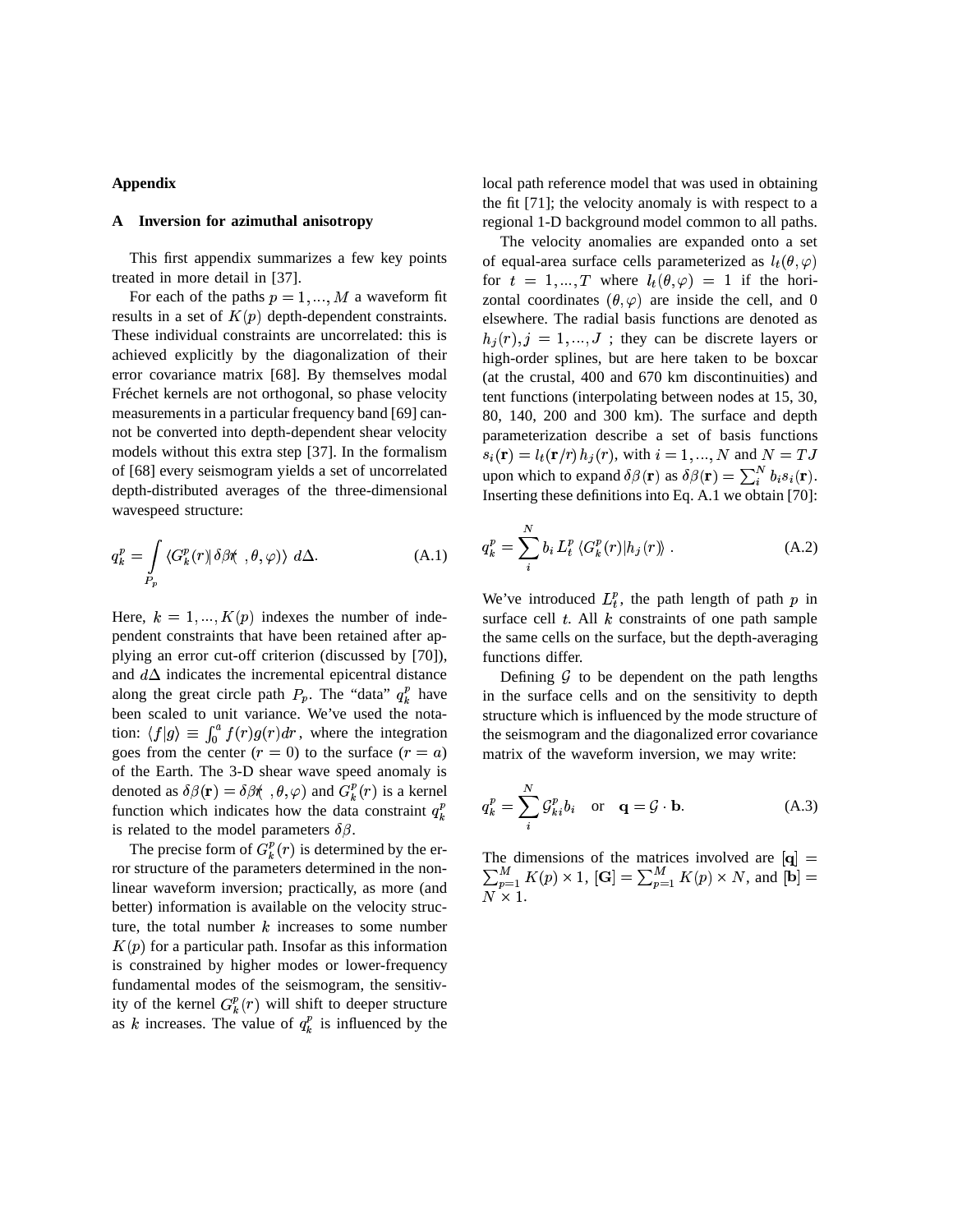## Appendix

### A Inversion for azimuthal anisotropy

This first appendix summarizes a few key points treated in more detail in [37].

For each of the paths $p = 1, ..., M$ a waveform fit results in a set of $K(p)$ depth-dependent constraints. These individual constraints are uncorrelated: this is achieved explicitly by the diagonalization of their error covariance matrix [68]. By themselves modal Fréchet kernels are not orthogonal, so phase velocity measurements in a particular frequency band [69] cannot be converted into depth-dependent shear velocity models without this extra step [37]. In the formalism of [68] every seismogram yields a set of uncorrelated depth-distributed averages of the three-dimensional wavespeed structure:

$$q_k^p = \int_{P_p} \langle G_k^p(r) | \delta\beta(r, \theta, \varphi) \rangle \, d\Delta. \tag{A.1}$$

Here, $k = 1, ..., K(p)$ indexes the number of independent constraints that have been retained after applying an error cut-off criterion (discussed by [70]), and $d\Delta$ indicates the incremental epicentral distance along the great circle path $P_p$. The "data" $q_k^p$ have been scaled to unit variance. We've used the notation: $\langle f | g \rangle \equiv \int_0^a f(r) g(r) dr$, where the integration goes from the center ($r = 0$) to the surface ($r = a$) of the Earth. The 3-D shear wave speed anomaly is denoted as $\delta\beta(\mathbf{r}) = \delta\beta(r, \theta, \varphi)$ and $G_k^p(r)$ is a kernel function which indicates how the data constraint $q_k^p$ is related to the model parameters $\delta\beta$.

The precise form of $G_k^p(r)$ is determined by the error structure of the parameters determined in the nonlinear waveform inversion; practically, as more (and better) information is available on the velocity structure, the total number $k$ increases to some number $K(p)$ for a particular path. Insofar as this information is constrained by higher modes or lower-frequency fundamental modes of the seismogram, the sensitivity of the kernel $G_k^p(r)$ will shift to deeper structure as $k$ increases. The value of $q_k^p$ is influenced by the local path reference model that was used in obtaining the fit [71]; the velocity anomaly is with respect to a regional 1-D background model common to all paths.

The velocity anomalies are expanded onto a set of equal-area surface cells parameterized as $l_t(\theta, \varphi)$ for $t = 1, ..., T$ where $l_t(\theta, \varphi) = 1$ if the horizontal coordinates $(\theta, \varphi)$ are inside the cell, and 0 elsewhere. The radial basis functions are denoted as $h_j(r), j = 1, ..., J$ ; they can be discrete layers or high-order splines, but are here taken to be boxcar (at the crustal, 400 and 670 km discontinuities) and tent functions (interpolating between nodes at 15, 30, 80, 140, 200 and 300 km). The surface and depth parameterization describe a set of basis functions $s_i(\mathbf{r}) = l_t(\mathbf{r}/r) \, h_j(r)$, with $i = 1, ..., N$ and $N = TJ$ upon which to expand $\delta\beta(\mathbf{r})$ as $\delta\beta(\mathbf{r}) = \sum_i^N b_i s_i(\mathbf{r})$. Inserting these definitions into Eq. A.1 we obtain [70]:

$$q_k^p = \sum_i^N b_i \, L_t^p \, \langle G_k^p(r) | h_j(r) \rangle \, . \tag{A.2}$$

We've introduced $L_t^p$, the path length of path $p$ in surface cell $t$. All $k$ constraints of one path sample the same cells on the surface, but the depth-averaging functions differ.

Defining $\mathcal{G}$ to be dependent on the path lengths in the surface cells and on the sensitivity to depth structure which is influenced by the mode structure of the seismogram and the diagonalized error covariance matrix of the waveform inversion, we may write:

$$q_k^p = \sum_i^N \mathcal{G}_{ki}^p b_i \quad \text{or} \quad \mathbf{q} = \mathcal{G} \cdot \mathbf{b}. \tag{A.3}$$

The dimensions of the matrices involved are $[\mathbf{q}] = \sum_{p=1}^M K(p) \times 1$, $[\mathbf{G}] = \sum_{p=1}^M K(p) \times N$, and $[\mathbf{b}] = N \times 1$.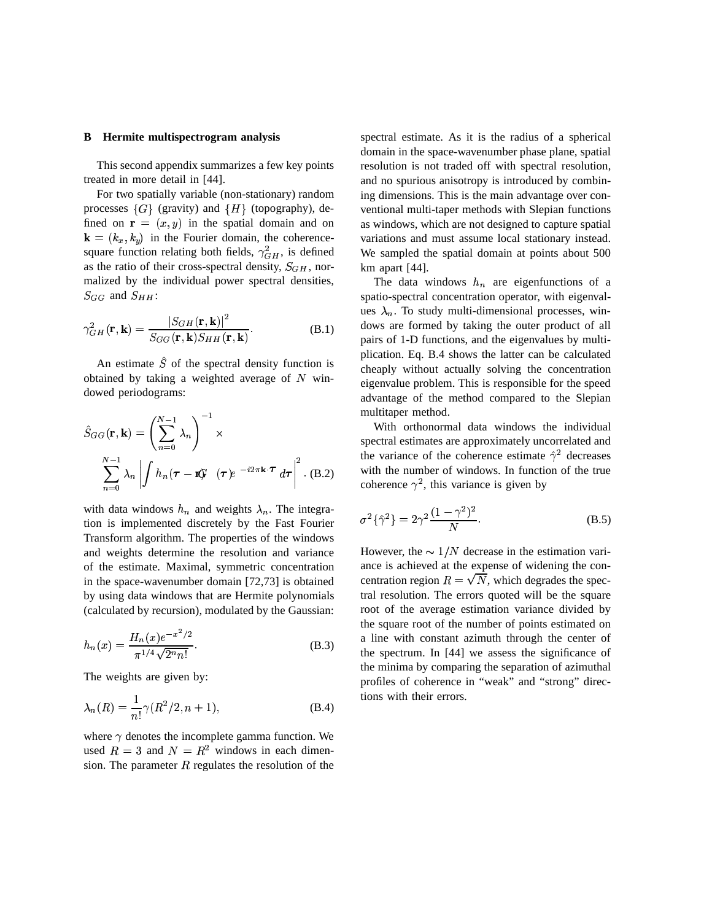## B Hermite multispectrogram analysis

This second appendix summarizes a few key points treated in more detail in [44].

For two spatially variable (non-stationary) random processes $\{G\}$ (gravity) and $\{H\}$ (topography), defined on $\mathbf{r} = (x, y)$ in the spatial domain and on $\mathbf{k} = (k_x, k_y)$ in the Fourier domain, the coherence-square function relating both fields, $\gamma^2_{GH}$, is defined as the ratio of their cross-spectral density, $S_{GH}$, normalized by the individual power spectral densities, $S_{GG}$ and $S_{HH}$:

$$\gamma^2_{GH}(\mathbf{r},\mathbf{k}) = \frac{|S_{GH}(\mathbf{r},\mathbf{k})|^2}{S_{GG}(\mathbf{r},\mathbf{k}) S_{HH}(\mathbf{r},\mathbf{k})}. \tag{B.1}$$

An estimate $\hat{S}$ of the spectral density function is obtained by taking a weighted average of $N$ windowed periodograms:

$$\hat{S}_{GG}(\mathbf{r},\mathbf{k}) = \left(\sum_{n=0}^{N-1} \lambda_n\right)^{-1} \times \sum_{n=0}^{N-1} \lambda_n \left| \int h_n(\boldsymbol{\tau} - \mathbf{r}) G(\boldsymbol{\tau}) e^{-i2\pi \mathbf{k}\cdot\boldsymbol{\tau}} \, d\boldsymbol{\tau} \right|^2. \tag{B.2}$$

with data windows $h_n$ and weights $\lambda_n$. The integration is implemented discretely by the Fast Fourier Transform algorithm. The properties of the windows and weights determine the resolution and variance of the estimate. Maximal, symmetric concentration in the space-wavenumber domain [72,73] is obtained by using data windows that are Hermite polynomials (calculated by recursion), modulated by the Gaussian:

$$h_n(x) = \frac{H_n(x) e^{-x^2/2}}{\pi^{1/4}\sqrt{2^n n!}}. \tag{B.3}$$

The weights are given by:

$$\lambda_n(R) = \frac{1}{n!}\gamma(R^2/2, n+1), \tag{B.4}$$

where $\gamma$ denotes the incomplete gamma function. We used $R = 3$ and $N = R^2$ windows in each dimension. The parameter $R$ regulates the resolution of the spectral estimate. As it is the radius of a spherical domain in the space-wavenumber phase plane, spatial resolution is not traded off with spectral resolution, and no spurious anisotropy is introduced by combining dimensions. This is the main advantage over conventional multi-taper methods with Slepian functions as windows, which are not designed to capture spatial variations and must assume local stationary instead. We sampled the spatial domain at points about 500 km apart [44].

The data windows $h_n$ are eigenfunctions of a spatio-spectral concentration operator, with eigenvalues $\lambda_n$. To study multi-dimensional processes, windows are formed by taking the outer product of all pairs of 1-D functions, and the eigenvalues by multiplication. Eq. B.4 shows the latter can be calculated cheaply without actually solving the concentration eigenvalue problem. This is responsible for the speed advantage of the method compared to the Slepian multitaper method.

With orthonormal data windows the individual spectral estimates are approximately uncorrelated and the variance of the coherence estimate $\hat{\gamma}^2$ decreases with the number of windows. In function of the true coherence $\gamma^2$, this variance is given by

$$\sigma^2\{\hat{\gamma}^2\} = 2\gamma^2 \frac{(1-\gamma^2)^2}{N}. \tag{B.5}$$

However, the $\sim 1/N$ decrease in the estimation variance is achieved at the expense of widening the concentration region $R = \sqrt{N}$, which degrades the spectral resolution. The errors quoted will be the square root of the average estimation variance divided by the square root of the number of points estimated on a line with constant azimuth through the center of the spectrum. In [44] we assess the significance of the minima by comparing the separation of azimuthal profiles of coherence in "weak" and "strong" directions with their errors.